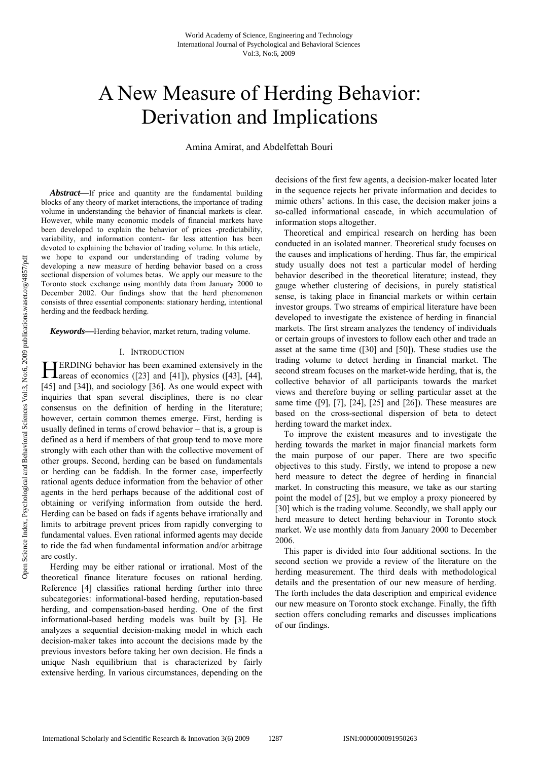# A New Measure of Herding Behavior: Derivation and Implications

Amina Amirat, and Abdelfettah Bouri

***Abstract*—**If price and quantity are the fundamental building blocks of any theory of market interactions, the importance of trading volume in understanding the behavior of financial markets is clear. However, while many economic models of financial markets have been developed to explain the behavior of prices -predictability, variability, and information content- far less attention has been devoted to explaining the behavior of trading volume. In this article, we hope to expand our understanding of trading volume by developing a new measure of herding behavior based on a cross sectional dispersion of volumes betas. We apply our measure to the Toronto stock exchange using monthly data from January 2000 to December 2002. Our findings show that the herd phenomenon consists of three essential components: stationary herding, intentional herding and the feedback herding.

***Keywords*—**Herding behavior, market return, trading volume.

## I. Introduction

HERDING behavior has been examined extensively in the areas of economics ([23] and [41]), physics ([43], [44], [45] and [34]), and sociology [36]. As one would expect with inquiries that span several disciplines, there is no clear consensus on the definition of herding in the literature; however, certain common themes emerge. First, herding is usually defined in terms of crowd behavior – that is, a group is defined as a herd if members of that group tend to move more strongly with each other than with the collective movement of other groups. Second, herding can be based on fundamentals or herding can be faddish. In the former case, imperfectly rational agents deduce information from the behavior of other agents in the herd perhaps because of the additional cost of obtaining or verifying information from outside the herd. Herding can be based on fads if agents behave irrationally and limits to arbitrage prevent prices from rapidly converging to fundamental values. Even rational informed agents may decide to ride the fad when fundamental information and/or arbitrage are costly.

Herding may be either rational or irrational. Most of the theoretical finance literature focuses on rational herding. Reference [4] classifies rational herding further into three subcategories: informational-based herding, reputation-based herding, and compensation-based herding. One of the first informational-based herding models was built by [3]. He analyzes a sequential decision-making model in which each decision-maker takes into account the decisions made by the previous investors before taking her own decision. He finds a unique Nash equilibrium that is characterized by fairly extensive herding. In various circumstances, depending on the decisions of the first few agents, a decision-maker located later in the sequence rejects her private information and decides to mimic others' actions. In this case, the decision maker joins a so-called informational cascade, in which accumulation of information stops altogether.

Theoretical and empirical research on herding has been conducted in an isolated manner. Theoretical study focuses on the causes and implications of herding. Thus far, the empirical study usually does not test a particular model of herding behavior described in the theoretical literature; instead, they gauge whether clustering of decisions, in purely statistical sense, is taking place in financial markets or within certain investor groups. Two streams of empirical literature have been developed to investigate the existence of herding in financial markets. The first stream analyzes the tendency of individuals or certain groups of investors to follow each other and trade an asset at the same time ([30] and [50]). These studies use the trading volume to detect herding in financial market. The second stream focuses on the market-wide herding, that is, the collective behavior of all participants towards the market views and therefore buying or selling particular asset at the same time ([9], [7], [24], [25] and [26]). These measures are based on the cross-sectional dispersion of beta to detect herding toward the market index.

To improve the existent measures and to investigate the herding towards the market in major financial markets form the main purpose of our paper. There are two specific objectives to this study. Firstly, we intend to propose a new herd measure to detect the degree of herding in financial market. In constructing this measure, we take as our starting point the model of [25], but we employ a proxy pioneered by [30] which is the trading volume. Secondly, we shall apply our herd measure to detect herding behaviour in Toronto stock market. We use monthly data from January 2000 to December 2006.

This paper is divided into four additional sections. In the second section we provide a review of the literature on the herding measurement. The third deals with methodological details and the presentation of our new measure of herding. The forth includes the data description and empirical evidence our new measure on Toronto stock exchange. Finally, the fifth section offers concluding remarks and discusses implications of our findings.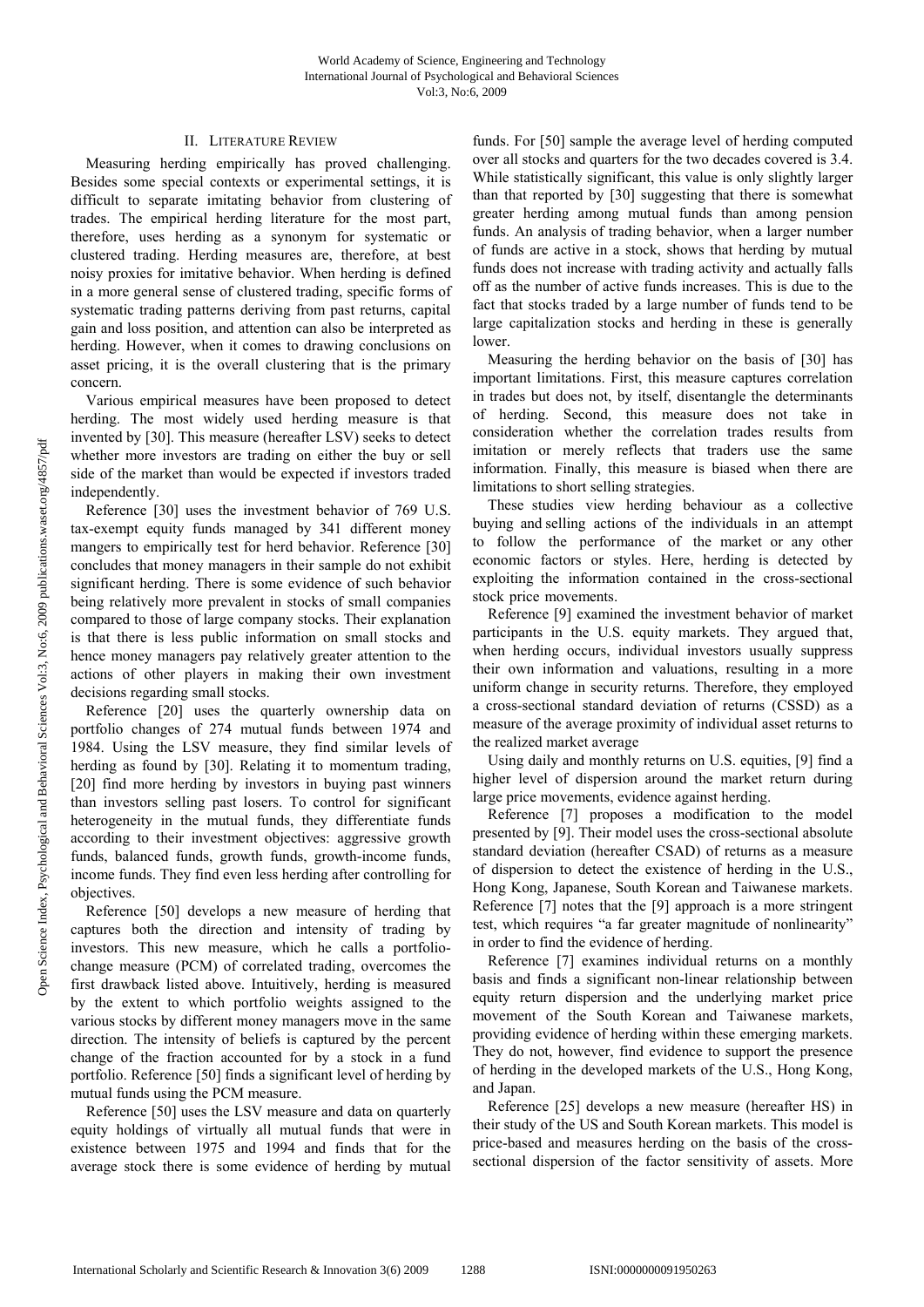## II. Literature Review

Measuring herding empirically has proved challenging. Besides some special contexts or experimental settings, it is difficult to separate imitating behavior from clustering of trades. The empirical herding literature for the most part, therefore, uses herding as a synonym for systematic or clustered trading. Herding measures are, therefore, at best noisy proxies for imitative behavior. When herding is defined in a more general sense of clustered trading, specific forms of systematic trading patterns deriving from past returns, capital gain and loss position, and attention can also be interpreted as herding. However, when it comes to drawing conclusions on asset pricing, it is the overall clustering that is the primary concern.

Various empirical measures have been proposed to detect herding. The most widely used herding measure is that invented by [30]. This measure (hereafter LSV) seeks to detect whether more investors are trading on either the buy or sell side of the market than would be expected if investors traded independently.

Reference [30] uses the investment behavior of 769 U.S. tax-exempt equity funds managed by 341 different money mangers to empirically test for herd behavior. Reference [30] concludes that money managers in their sample do not exhibit significant herding. There is some evidence of such behavior being relatively more prevalent in stocks of small companies compared to those of large company stocks. Their explanation is that there is less public information on small stocks and hence money managers pay relatively greater attention to the actions of other players in making their own investment decisions regarding small stocks.

Reference [20] uses the quarterly ownership data on portfolio changes of 274 mutual funds between 1974 and 1984. Using the LSV measure, they find similar levels of herding as found by [30]. Relating it to momentum trading, [20] find more herding by investors in buying past winners than investors selling past losers. To control for significant heterogeneity in the mutual funds, they differentiate funds according to their investment objectives: aggressive growth funds, balanced funds, growth funds, growth-income funds, income funds. They find even less herding after controlling for objectives.

Reference [50] develops a new measure of herding that captures both the direction and intensity of trading by investors. This new measure, which he calls a portfolio-change measure (PCM) of correlated trading, overcomes the first drawback listed above. Intuitively, herding is measured by the extent to which portfolio weights assigned to the various stocks by different money managers move in the same direction. The intensity of beliefs is captured by the percent change of the fraction accounted for by a stock in a fund portfolio. Reference [50] finds a significant level of herding by mutual funds using the PCM measure.

Reference [50] uses the LSV measure and data on quarterly equity holdings of virtually all mutual funds that were in existence between 1975 and 1994 and finds that for the average stock there is some evidence of herding by mutual funds. For [50] sample the average level of herding computed over all stocks and quarters for the two decades covered is 3.4. While statistically significant, this value is only slightly larger than that reported by [30] suggesting that there is somewhat greater herding among mutual funds than among pension funds. An analysis of trading behavior, when a larger number of funds are active in a stock, shows that herding by mutual funds does not increase with trading activity and actually falls off as the number of active funds increases. This is due to the fact that stocks traded by a large number of funds tend to be large capitalization stocks and herding in these is generally lower.

Measuring the herding behavior on the basis of [30] has important limitations. First, this measure captures correlation in trades but does not, by itself, disentangle the determinants of herding. Second, this measure does not take in consideration whether the correlation trades results from imitation or merely reflects that traders use the same information. Finally, this measure is biased when there are limitations to short selling strategies.

These studies view herding behaviour as a collective buying and selling actions of the individuals in an attempt to follow the performance of the market or any other economic factors or styles. Here, herding is detected by exploiting the information contained in the cross-sectional stock price movements.

Reference [9] examined the investment behavior of market participants in the U.S. equity markets. They argued that, when herding occurs, individual investors usually suppress their own information and valuations, resulting in a more uniform change in security returns. Therefore, they employed a cross-sectional standard deviation of returns (CSSD) as a measure of the average proximity of individual asset returns to the realized market average

Using daily and monthly returns on U.S. equities, [9] find a higher level of dispersion around the market return during large price movements, evidence against herding.

Reference [7] proposes a modification to the model presented by [9]. Their model uses the cross-sectional absolute standard deviation (hereafter CSAD) of returns as a measure of dispersion to detect the existence of herding in the U.S., Hong Kong, Japanese, South Korean and Taiwanese markets. Reference [7] notes that the [9] approach is a more stringent test, which requires "a far greater magnitude of nonlinearity" in order to find the evidence of herding.

Reference [7] examines individual returns on a monthly basis and finds a significant non-linear relationship between equity return dispersion and the underlying market price movement of the South Korean and Taiwanese markets, providing evidence of herding within these emerging markets. They do not, however, find evidence to support the presence of herding in the developed markets of the U.S., Hong Kong, and Japan.

Reference [25] develops a new measure (hereafter HS) in their study of the US and South Korean markets. This model is price-based and measures herding on the basis of the cross-sectional dispersion of the factor sensitivity of assets. More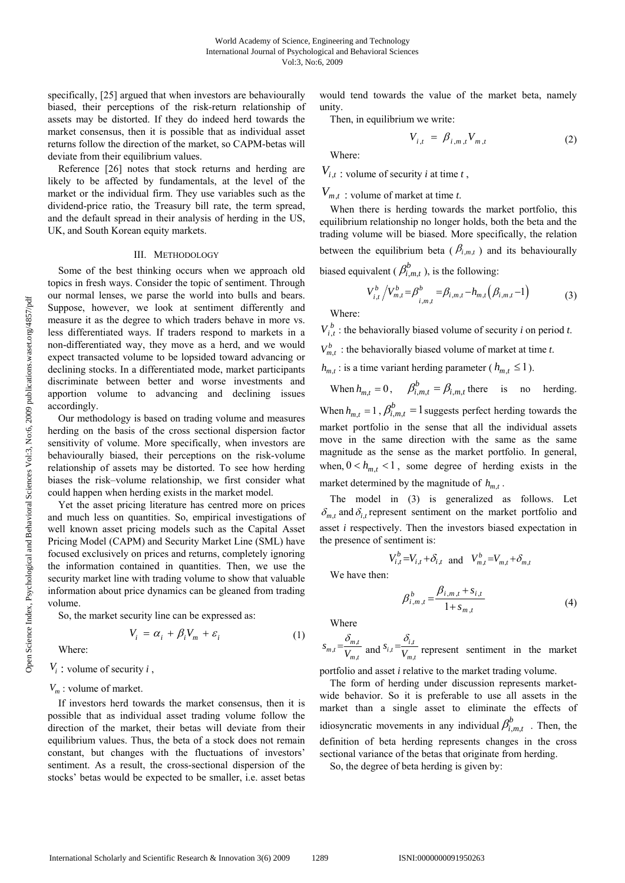specifically, [25] argued that when investors are behaviourally biased, their perceptions of the risk-return relationship of assets may be distorted. If they do indeed herd towards the market consensus, then it is possible that as individual asset returns follow the direction of the market, so CAPM-betas will deviate from their equilibrium values.

Reference [26] notes that stock returns and herding are likely to be affected by fundamentals, at the level of the market or the individual firm. They use variables such as the dividend-price ratio, the Treasury bill rate, the term spread, and the default spread in their analysis of herding in the US, UK, and South Korean equity markets.

## III. Methodology

Some of the best thinking occurs when we approach old topics in fresh ways. Consider the topic of sentiment. Through our normal lenses, we parse the world into bulls and bears. Suppose, however, we look at sentiment differently and measure it as the degree to which traders behave in more vs. less differentiated ways. If traders respond to markets in a non-differentiated way, they move as a herd, and we would expect transacted volume to be lopsided toward advancing or declining stocks. In a differentiated mode, market participants discriminate between better and worse investments and apportion volume to advancing and declining issues accordingly.

Our methodology is based on trading volume and measures herding on the basis of the cross sectional dispersion factor sensitivity of volume. More specifically, when investors are behaviourally biased, their perceptions on the risk-volume relationship of assets may be distorted. To see how herding biases the risk–volume relationship, we first consider what could happen when herding exists in the market model.

Yet the asset pricing literature has centred more on prices and much less on quantities. So, empirical investigations of well known asset pricing models such as the Capital Asset Pricing Model (CAPM) and Security Market Line (SML) have focused exclusively on prices and returns, completely ignoring the information contained in quantities. Then, we use the security market line with trading volume to show that valuable information about price dynamics can be gleaned from trading volume.

So, the market security line can be expressed as:

$$V_i = \alpha_i + \beta_i V_m + \varepsilon_i \tag{1}$$

Where:

$V_i$ : volume of security $i$ ,

$V_m$ : volume of market.

If investors herd towards the market consensus, then it is possible that as individual asset trading volume follow the direction of the market, their betas will deviate from their equilibrium values. Thus, the beta of a stock does not remain constant, but changes with the fluctuations of investors' sentiment. As a result, the cross-sectional dispersion of the stocks' betas would be expected to be smaller, i.e. asset betas would tend towards the value of the market beta, namely unity.

Then, in equilibrium we write:

$$V_{i,t} = \beta_{i,m,t} V_{m,t} \tag{2}$$

Where:

$V_{i,t}$ : volume of security $i$ at time $t$ ,

$V_{m,t}$ : volume of market at time $t$.

When there is herding towards the market portfolio, this equilibrium relationship no longer holds, both the beta and the trading volume will be biased. More specifically, the relation between the equilibrium beta ( $\beta_{i,m,t}$ ) and its behaviourally biased equivalent ( $\beta^b_{i,m,t}$ ), is the following:

$$V^b_{i,t} / V^b_{m,t} = \beta^b_{i,m,t} = \beta_{i,m,t} - h_{m,t}\left(\beta_{i,m,t} - 1\right) \tag{3}$$

Where:

$V^b_{i,t}$ : the behaviorally biased volume of security $i$ on period $t$.

$V^b_{m,t}$ : the behaviorally biased volume of market at time $t$.

$h_{m,t}$ : is a time variant herding parameter ( $h_{m,t} \leq 1$ ).

When $h_{m,t} = 0$, $\beta^b_{i,m,t} = \beta_{i,m,t}$ there is no herding. When $h_{m,t} = 1$ , $\beta^b_{i,m,t} = 1$ suggests perfect herding towards the market portfolio in the sense that all the individual assets move in the same direction with the same as the same magnitude as the sense as the market portfolio. In general, when, $0 < h_{m,t} < 1$ , some degree of herding exists in the market determined by the magnitude of $h_{m,t}$ .

The model in (3) is generalized as follows. Let $\delta_{m,t}$ and $\delta_{i,t}$ represent sentiment on the market portfolio and asset $i$ respectively. Then the investors biased expectation in the presence of sentiment is:

$$V^b_{i,t} = V_{i,t} + \delta_{i,t} \quad \text{and} \quad V^b_{m,t} = V_{m,t} + \delta_{m,t}$$

We have then:

$$\beta^b_{i,m,t} = \frac{\beta_{i,m,t} + s_{i,t}}{1 + s_{m,t}} \tag{4}$$

Where

$s_{m,t} = \frac{\delta_{m,t}}{V_{m,t}}$ and $s_{i,t} = \frac{\delta_{i,t}}{V_{m,t}}$ represent sentiment in the market portfolio and asset $i$ relative to the market trading volume.

The form of herding under discussion represents market-wide behavior. So it is preferable to use all assets in the market than a single asset to eliminate the effects of idiosyncratic movements in any individual $\beta^b_{i,m,t}$ . Then, the definition of beta herding represents changes in the cross sectional variance of the betas that originate from herding.

So, the degree of beta herding is given by: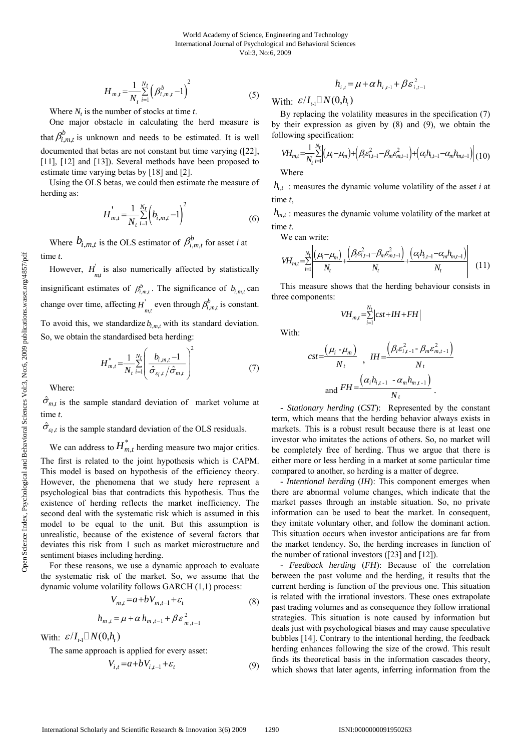$$H_{m,t} = \frac{1}{N_t} \sum_{i=1}^{N_t} \left( \beta_{i,m,t}^{b} - 1 \right)^2 \tag{5}$$

Where $N_t$ is the number of stocks at time *t*.

One major obstacle in calculating the herd measure is that $\beta_{i,m,t}^{b}$ is unknown and needs to be estimated. It is well documented that betas are not constant but time varying ([22], [11], [12] and [13]). Several methods have been proposed to estimate time varying betas by [18] and [2].

Using the OLS betas, we could then estimate the measure of herding as:

$$H_{m,t}^{'} = \frac{1}{N_t} \sum_{i=1}^{N_t} \left( b_{i,m,t} - 1 \right)^2 \tag{6}$$

Where $b_{i,m,t}$ is the OLS estimator of $\beta_{i,m,t}^{b}$ for asset *i* at time *t*.

However, $H_{m,t}^{'}$ is also numerically affected by statistically insignificant estimates of $\beta_{i,m,t}^{b}$. The significance of $b_{i,m,t}$ can change over time, affecting $H_{m,t}^{'}$ even through $\beta_{i,m,t}^{b}$ is constant. To avoid this, we standardize $b_{i,m,t}$ with its standard deviation. So, we obtain the standardised beta herding:

$$H_{m,t}^{*} = \frac{1}{N_t} \sum_{i=1}^{N_t} \left( \frac{b_{i,m,t} - 1}{\hat{\sigma}_{\varepsilon_i,t} / \hat{\sigma}_{m,t}} \right)^2 \tag{7}$$

Where:

$\hat{\sigma}_{m,t}$ is the sample standard deviation of market volume at time *t*.

$\hat{\sigma}_{\varepsilon_i,t}$ is the sample standard deviation of the OLS residuals.

We can address to $H_{m,t}^{*}$ herding measure two major critics. The first is related to the joint hypothesis which is CAPM. This model is based on hypothesis of the efficiency theory. However, the phenomena that we study here represent a psychological bias that contradicts this hypothesis. Thus the existence of herding reflects the market inefficiency. The second deal with the systematic risk which is assumed in this model to be equal to the unit. But this assumption is unrealistic, because of the existence of several factors that deviates this risk from 1 such as market microstructure and sentiment biases including herding.

For these reasons, we use a dynamic approach to evaluate the systematic risk of the market. So, we assume that the dynamic volume volatility follows GARCH (1,1) process:

$$V_{m,t} = a + bV_{m,t-1} + \varepsilon_t \tag{8}$$

$$h_{m,t} = \mu + \alpha\, h_{m,t-1} + \beta \varepsilon_{m,t-1}^{2}$$

With: $\varepsilon / I_{t-1} \sim N(0, h_t)$

The same approach is applied for every asset:

$$V_{i,t} = a + bV_{i,t-1} + \varepsilon_t \tag{9}$$

$$h_{i,t} = \mu + \alpha\, h_{i,t-1} + \beta \varepsilon_{i,t-1}^{2}$$

With: $\varepsilon / I_{t-1} \sim N(0, h_t)$

By replacing the volatility measures in the specification (7) by their expression as given by (8) and (9), we obtain the following specification:

$$VH_{m,t} = \frac{1}{N_t} \sum_{i=1}^{N_t} \left| \left( \mu_i - \mu_m \right) + \left( \beta_i \varepsilon_{i,t-1}^{2} - \beta_m \varepsilon_{m,t-1}^{2} \right) + \left( \alpha_i h_{i,t-1} - \alpha_m h_{m,t-1} \right) \right| \tag{10}$$

Where

$h_{i,t}$ : measures the dynamic volume volatility of the asset *i* at time *t*,

$h_{m,t}$ : measures the dynamic volume volatility of the market at time *t*.

We can write:

$$VH_{m,t} = \sum_{i=1}^{N_t} \left| \frac{\left( \mu_i - \mu_m \right)}{N_t} + \frac{\left( \beta_i \varepsilon_{i,t-1}^{2} - \beta_m \varepsilon_{m,t-1}^{2} \right)}{N_t} + \frac{\left( \alpha_i h_{i,t-1} - \alpha_m h_{m,t-1} \right)}{N_t} \right| \tag{11}$$

This measure shows that the herding behaviour consists in three components:

$$VH_{m,t} = \sum_{i=1}^{N_t} \left| cst + IH + FH \right|$$

With:

$$cst = \frac{\left( \mu_i - \mu_m \right)}{N_t}, \quad IH = \frac{\left( \beta_i \varepsilon_{i,t-1}^{2} - \beta_m \varepsilon_{m,t-1}^{2} \right)}{N_t}$$

$$\text{and } FH = \frac{\left( \alpha_i h_{i,t-1} - \alpha_m h_{m,t-1} \right)}{N_t}.$$

- *Stationary herding* (*CST*): Represented by the constant term, which means that the herding behavior always exists in markets. This is a robust result because there is at least one investor who imitates the actions of others. So, no market will be completely free of herding. Thus we argue that there is either more or less herding in a market at some particular time compared to another, so herding is a matter of degree.

- *Intentional herding* (*IH*): This component emerges when there are abnormal volume changes, which indicate that the market passes through an instable situation. So, no private information can be used to beat the market. In consequent, they imitate voluntary other, and follow the dominant action. This situation occurs when investor anticipations are far from the market tendency. So, the herding increases in function of the number of rational investors ([23] and [12]).

- *Feedback herding* (*FH*): Because of the correlation between the past volume and the herding, it results that the current herding is function of the previous one. This situation is related with the irrational investors. These ones extrapolate past trading volumes and as consequence they follow irrational strategies. This situation is note caused by information but deals just with psychological biases and may cause speculative bubbles [14]. Contrary to the intentional herding, the feedback herding enhances following the size of the crowd. This result finds its theoretical basis in the information cascades theory, which shows that later agents, inferring information from the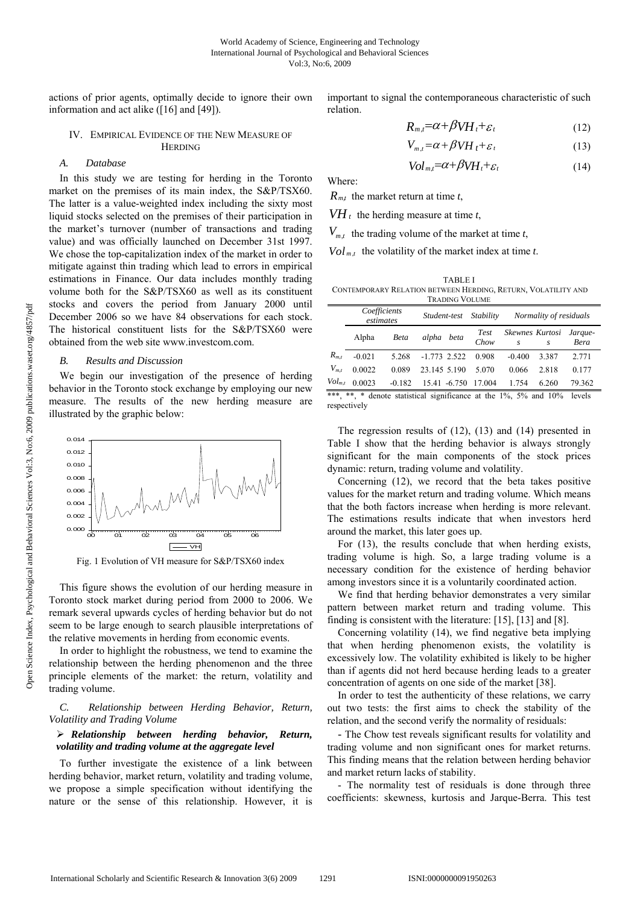actions of prior agents, optimally decide to ignore their own information and act alike ([16] and [49]).

## IV. Empirical Evidence of the New Measure of Herding

### A. Database

In this study we are testing for herding in the Toronto market on the premises of its main index, the S&P/TSX60. The latter is a value-weighted index including the sixty most liquid stocks selected on the premises of their participation in the market's turnover (number of transactions and trading value) and was officially launched on December 31st 1997. We chose the top-capitalization index of the market in order to mitigate against thin trading which lead to errors in empirical estimations in Finance. Our data includes monthly trading volume both for the S&P/TSX60 as well as its constituent stocks and covers the period from January 2000 until December 2006 so we have 84 observations for each stock. The historical constituent lists for the S&P/TSX60 were obtained from the web site www.investcom.com.

### B. Results and Discussion

We begin our investigation of the presence of herding behavior in the Toronto stock exchange by employing our new measure. The results of the new herding measure are illustrated by the graphic below:

Fig. 1 Evolution of VH measure for S&P/TSX60 index

This figure shows the evolution of our herding measure in Toronto stock market during period from 2000 to 2006. We remark several upwards cycles of herding behavior but do not seem to be large enough to search plausible interpretations of the relative movements in herding from economic events.

In order to highlight the robustness, we tend to examine the relationship between the herding phenomenon and the three principle elements of the market: the return, volatility and trading volume.

### C. Relationship between Herding Behavior, Return, Volatility and Trading Volume

- ***Relationship between herding behavior, Return, volatility and trading volume at the aggregate level***

To further investigate the existence of a link between herding behavior, market return, volatility and trading volume, we propose a simple specification without identifying the nature or the sense of this relationship. However, it is important to signal the contemporaneous characteristic of such relation.

$$R_{m,t}=\alpha+\beta VH_t+\varepsilon_t \quad (12)$$

$$V_{m,t}=\alpha+\beta VH_t+\varepsilon_t \quad (13)$$

$$Vol_{m,t}=\alpha+\beta VH_t+\varepsilon_t \quad (14)$$

Where:

$R_{m,t}$ the market return at time *t*,

$VH_t$ the herding measure at time *t*,

$V_{m,t}$ the trading volume of the market at time *t*,

$Vol_{m,t}$ the volatility of the market index at time *t*.

TABLE I
Contemporary Relation between Herding, Return, Volatility and Trading Volume

| | *Coefficients estimates* | | *Student-test* | | *Stability* | *Normality of residuals* | | |
|---|---|---|---|---|---|---|---|---|
| | Alpha | *Beta* | *alpha* | *beta* | *Test Chow* | *Skewness* | *Kurtosis* | *Jarque-Bera* |
| $R_{m,t}$ | -0.021 | 5.268 | -1.773 | 2.522 | 0.908 | -0.400 | 3.387 | 2.771 |
| $V_{m,t}$ | 0.0022 | 0.089 | 23.145 | 5.190 | 5.070 | 0.066 | 2.818 | 0.177 |
| $Vol_{m,t}$ | 0.0023 | -0.182 | 15.41 | -6.750 | 17.004 | 1.754 | 6.260 | 79.362 |

***, **, * denote statistical significance at the 1%, 5% and 10% levels respectively

The regression results of (12), (13) and (14) presented in Table I show that the herding behavior is always strongly significant for the main components of the stock prices dynamic: return, trading volume and volatility.

Concerning (12), we record that the beta takes positive values for the market return and trading volume. Which means that the both factors increase when herding is more relevant. The estimations results indicate that when investors herd around the market, this later goes up.

For (13), the results conclude that when herding exists, trading volume is high. So, a large trading volume is a necessary condition for the existence of herding behavior among investors since it is a voluntarily coordinated action.

We find that herding behavior demonstrates a very similar pattern between market return and trading volume. This finding is consistent with the literature: [15], [13] and [8].

Concerning volatility (14), we find negative beta implying that when herding phenomenon exists, the volatility is excessively low. The volatility exhibited is likely to be higher than if agents did not herd because herding leads to a greater concentration of agents on one side of the market [38].

In order to test the authenticity of these relations, we carry out two tests: the first aims to check the stability of the relation, and the second verify the normality of residuals:

- The Chow test reveals significant results for volatility and trading volume and non significant ones for market returns. This finding means that the relation between herding behavior and market return lacks of stability.

- The normality test of residuals is done through three coefficients: skewness, kurtosis and Jarque-Berra. This test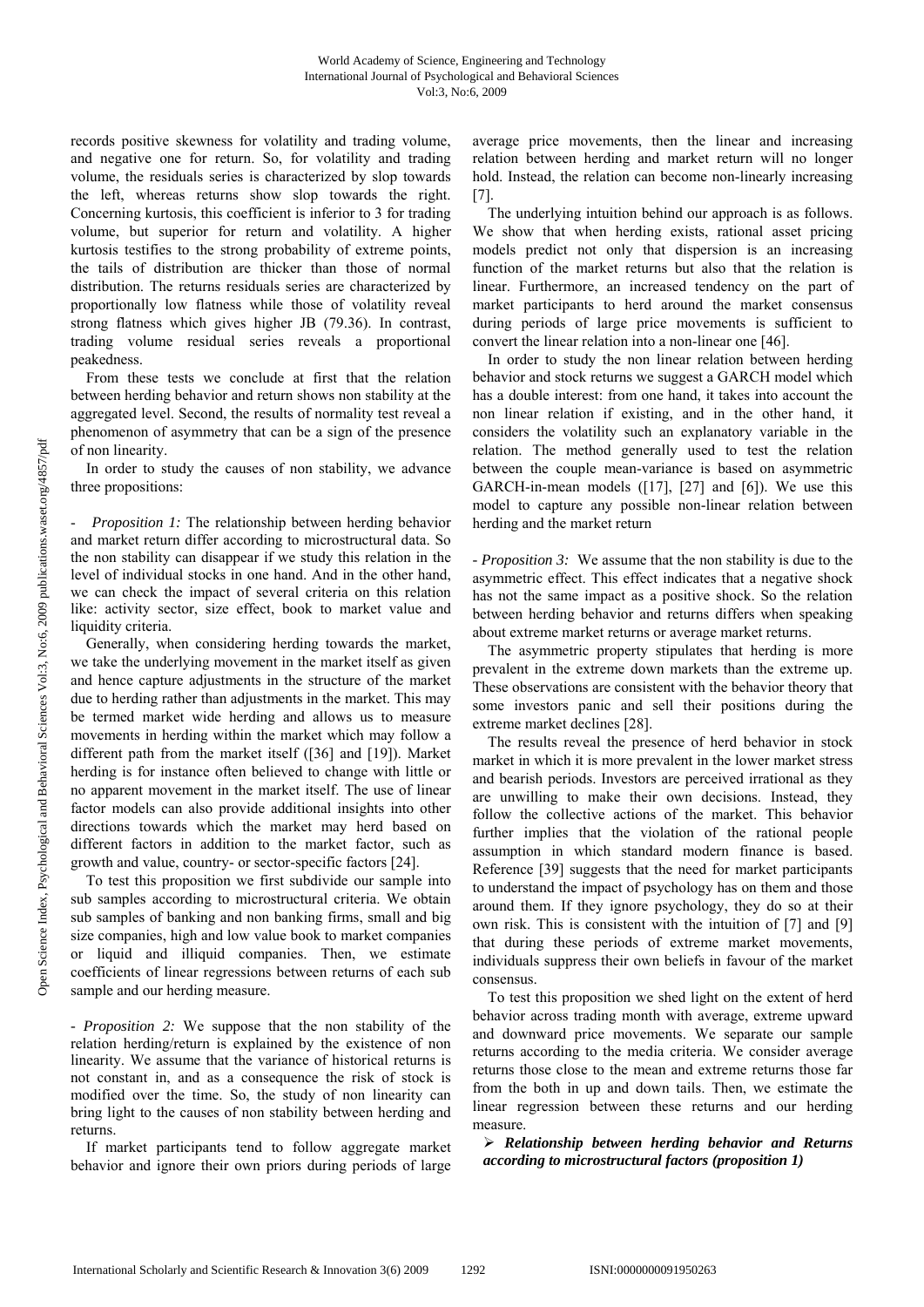records positive skewness for volatility and trading volume, and negative one for return. So, for volatility and trading volume, the residuals series is characterized by slop towards the left, whereas returns show slop towards the right. Concerning kurtosis, this coefficient is inferior to 3 for trading volume, but superior for return and volatility. A higher kurtosis testifies to the strong probability of extreme points, the tails of distribution are thicker than those of normal distribution. The returns residuals series are characterized by proportionally low flatness while those of volatility reveal strong flatness which gives higher JB (79.36). In contrast, trading volume residual series reveals a proportional peakedness.

From these tests we conclude at first that the relation between herding behavior and return shows non stability at the aggregated level. Second, the results of normality test reveal a phenomenon of asymmetry that can be a sign of the presence of non linearity.

In order to study the causes of non stability, we advance three propositions:

- *Proposition 1:* The relationship between herding behavior and market return differ according to microstructural data. So the non stability can disappear if we study this relation in the level of individual stocks in one hand. And in the other hand, we can check the impact of several criteria on this relation like: activity sector, size effect, book to market value and liquidity criteria.

Generally, when considering herding towards the market, we take the underlying movement in the market itself as given and hence capture adjustments in the structure of the market due to herding rather than adjustments in the market. This may be termed market wide herding and allows us to measure movements in herding within the market which may follow a different path from the market itself ([36] and [19]). Market herding is for instance often believed to change with little or no apparent movement in the market itself. The use of linear factor models can also provide additional insights into other directions towards which the market may herd based on different factors in addition to the market factor, such as growth and value, country- or sector-specific factors [24].

To test this proposition we first subdivide our sample into sub samples according to microstructural criteria. We obtain sub samples of banking and non banking firms, small and big size companies, high and low value book to market companies or liquid and illiquid companies. Then, we estimate coefficients of linear regressions between returns of each sub sample and our herding measure.

- *Proposition 2:* We suppose that the non stability of the relation herding/return is explained by the existence of non linearity. We assume that the variance of historical returns is not constant in, and as a consequence the risk of stock is modified over the time. So, the study of non linearity can bring light to the causes of non stability between herding and returns.

If market participants tend to follow aggregate market behavior and ignore their own priors during periods of large average price movements, then the linear and increasing relation between herding and market return will no longer hold. Instead, the relation can become non-linearly increasing [7].

The underlying intuition behind our approach is as follows. We show that when herding exists, rational asset pricing models predict not only that dispersion is an increasing function of the market returns but also that the relation is linear. Furthermore, an increased tendency on the part of market participants to herd around the market consensus during periods of large price movements is sufficient to convert the linear relation into a non-linear one [46].

In order to study the non linear relation between herding behavior and stock returns we suggest a GARCH model which has a double interest: from one hand, it takes into account the non linear relation if existing, and in the other hand, it considers the volatility such an explanatory variable in the relation. The method generally used to test the relation between the couple mean-variance is based on asymmetric GARCH-in-mean models ([17], [27] and [6]). We use this model to capture any possible non-linear relation between herding and the market return

- *Proposition 3:* We assume that the non stability is due to the asymmetric effect. This effect indicates that a negative shock has not the same impact as a positive shock. So the relation between herding behavior and returns differs when speaking about extreme market returns or average market returns.

The asymmetric property stipulates that herding is more prevalent in the extreme down markets than the extreme up. These observations are consistent with the behavior theory that some investors panic and sell their positions during the extreme market declines [28].

The results reveal the presence of herd behavior in stock market in which it is more prevalent in the lower market stress and bearish periods. Investors are perceived irrational as they are unwilling to make their own decisions. Instead, they follow the collective actions of the market. This behavior further implies that the violation of the rational people assumption in which standard modern finance is based. Reference [39] suggests that the need for market participants to understand the impact of psychology has on them and those around them. If they ignore psychology, they do so at their own risk. This is consistent with the intuition of [7] and [9] that during these periods of extreme market movements, individuals suppress their own beliefs in favour of the market consensus.

To test this proposition we shed light on the extent of herd behavior across trading month with average, extreme upward and downward price movements. We separate our sample returns according to the media criteria. We consider average returns those close to the mean and extreme returns those far from the both in up and down tails. Then, we estimate the linear regression between these returns and our herding measure.

- ***Relationship between herding behavior and Returns according to microstructural factors (proposition 1)***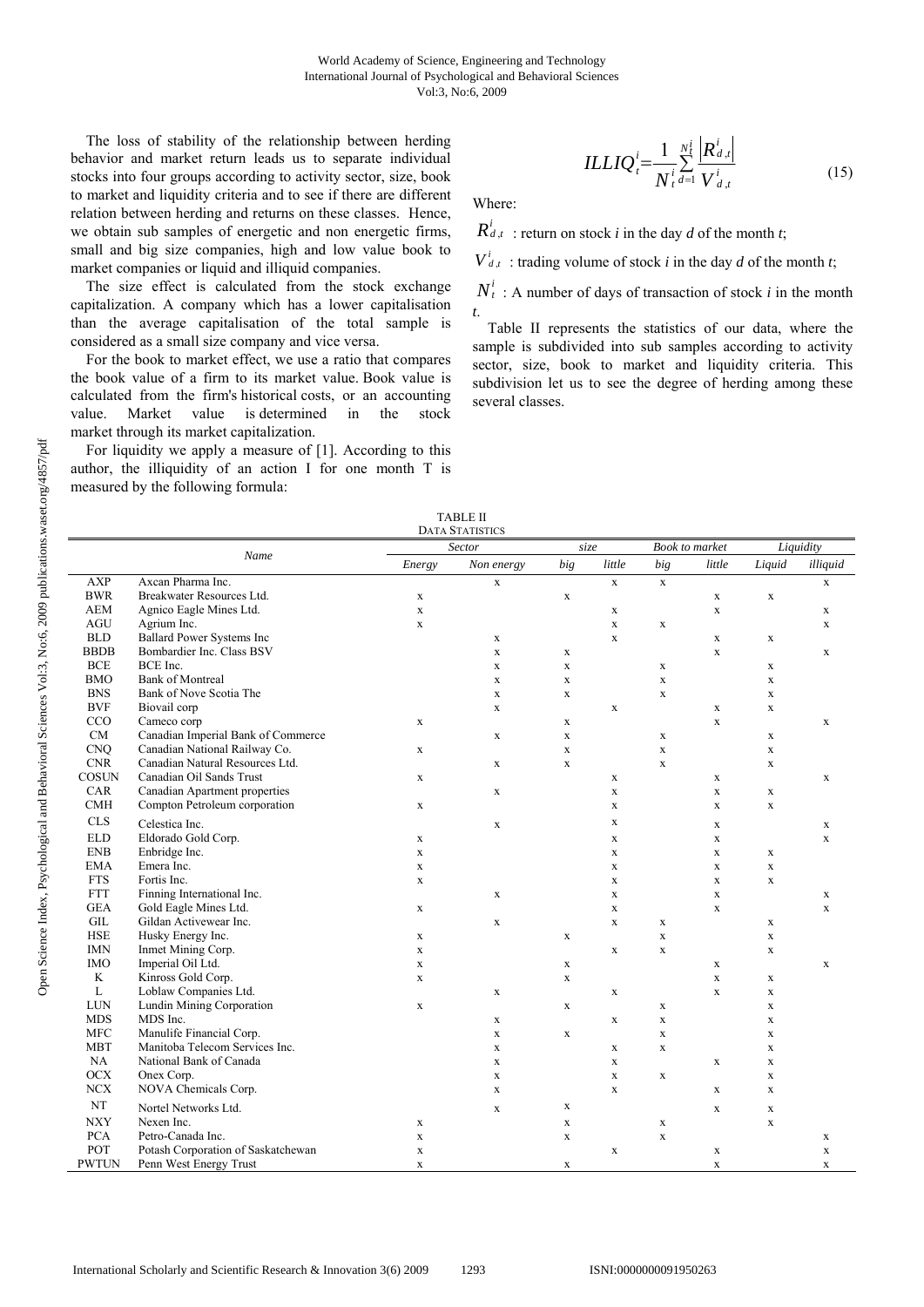The loss of stability of the relationship between herding behavior and market return leads us to separate individual stocks into four groups according to activity sector, size, book to market and liquidity criteria and to see if there are different relation between herding and returns on these classes. Hence, we obtain sub samples of energetic and non energetic firms, small and big size companies, high and low value book to market companies or liquid and illiquid companies.

The size effect is calculated from the stock exchange capitalization. A company which has a lower capitalisation than the average capitalisation of the total sample is considered as a small size company and vice versa.

For the book to market effect, we use a ratio that compares the book value of a firm to its market value. Book value is calculated from the firm's historical costs, or an accounting value. Market value is determined in the stock market through its market capitalization.

For liquidity we apply a measure of [1]. According to this author, the illiquidity of an action I for one month T is measured by the following formula:

$$ILLIQ_t^i = \frac{1}{N_t^i} \sum_{d=1}^{N_t^i} \frac{\left|R_{d,t}^i\right|}{V_{d,t}^i} \tag{15}$$

Where:

$R_{d,t}^i$ : return on stock $i$ in the day $d$ of the month $t$;

$V_{d,t}^i$ : trading volume of stock $i$ in the day $d$ of the month $t$;

$N_t^i$ : A number of days of transaction of stock $i$ in the month $t$.

Table II represents the statistics of our data, where the sample is subdivided into sub samples according to activity sector, size, book to market and liquidity criteria. This subdivision let us to see the degree of herding among these several classes.

TABLE II
DATA STATISTICS

| | Name | *Sector* | | *size* | | *Book to market* | | *Liquidity* | |
|---|---|---|---|---|---|---|---|---|---|
| | | *Energy* | *Non energy* | *big* | *little* | *big* | *little* | *Liquid* | *illiquid* |
| AXP | Axcan Pharma Inc. | | x | | x | x | | | x |
| BWR | Breakwater Resources Ltd. | x | | x | | | x | x | |
| AEM | Agnico Eagle Mines Ltd. | x | | | x | | x | | x |
| AGU | Agrium Inc. | x | | | x | x | | | x |
| BLD | Ballard Power Systems Inc | | x | | x | | x | x | |
| BBDB | Bombardier Inc. Class BSV | | x | x | | | x | | x |
| BCE | BCE Inc. | | x | x | | x | | x | |
| BMO | Bank of Montreal | | x | x | | x | | x | |
| BNS | Bank of Nove Scotia The | | x | x | | x | | x | |
| BVF | Biovail corp | | x | | x | | x | x | |
| CCO | Cameco corp | x | | x | | | x | | x |
| CM | Canadian Imperial Bank of Commerce | | x | x | | x | | x | |
| CNQ | Canadian National Railway Co. | x | | x | | x | | x | |
| CNR | Canadian Natural Resources Ltd. | | x | x | | x | | x | |
| COSUN | Canadian Oil Sands Trust | x | | | x | | x | | x |
| CAR | Canadian Apartment properties | | x | | x | | x | x | |
| CMH | Compton Petroleum corporation | x | | | x | | x | x | |
| CLS | Celestica Inc. | | x | | x | | x | | x |
| ELD | Eldorado Gold Corp. | x | | | x | | x | | x |
| ENB | Enbridge Inc. | x | | | x | | x | x | |
| EMA | Emera Inc. | x | | | x | | x | x | |
| FTS | Fortis Inc. | x | | | x | | x | x | |
| FTT | Finning International Inc. | | x | | x | | x | | x |
| GEA | Gold Eagle Mines Ltd. | x | | | x | | x | | x |
| GIL | Gildan Activewear Inc. | | x | | x | x | | x | |
| HSE | Husky Energy Inc. | x | | x | | x | | x | |
| IMN | Inmet Mining Corp. | x | | | x | x | | x | |
| IMO | Imperial Oil Ltd. | x | | x | | | x | | x |
| K | Kinross Gold Corp. | x | | x | | | x | x | |
| L | Loblaw Companies Ltd. | | x | | x | | x | x | |
| LUN | Lundin Mining Corporation | x | | x | | x | | x | |
| MDS | MDS Inc. | | x | | x | x | | x | |
| MFC | Manulife Financial Corp. | | x | x | | x | | x | |
| MBT | Manitoba Telecom Services Inc. | | x | | x | x | | x | |
| NA | National Bank of Canada | | x | | x | | x | x | |
| OCX | Onex Corp. | | x | | x | x | | x | |
| NCX | NOVA Chemicals Corp. | | x | | x | | x | x | |
| NT | Nortel Networks Ltd. | | x | x | | | x | x | |
| NXY | Nexen Inc. | x | | x | | x | | x | |
| PCA | Petro-Canada Inc. | x | | x | | x | | | x |
| POT | Potash Corporation of Saskatchewan | x | | | x | | x | | x |
| PWTUN | Penn West Energy Trust | x | | x | | | x | | x |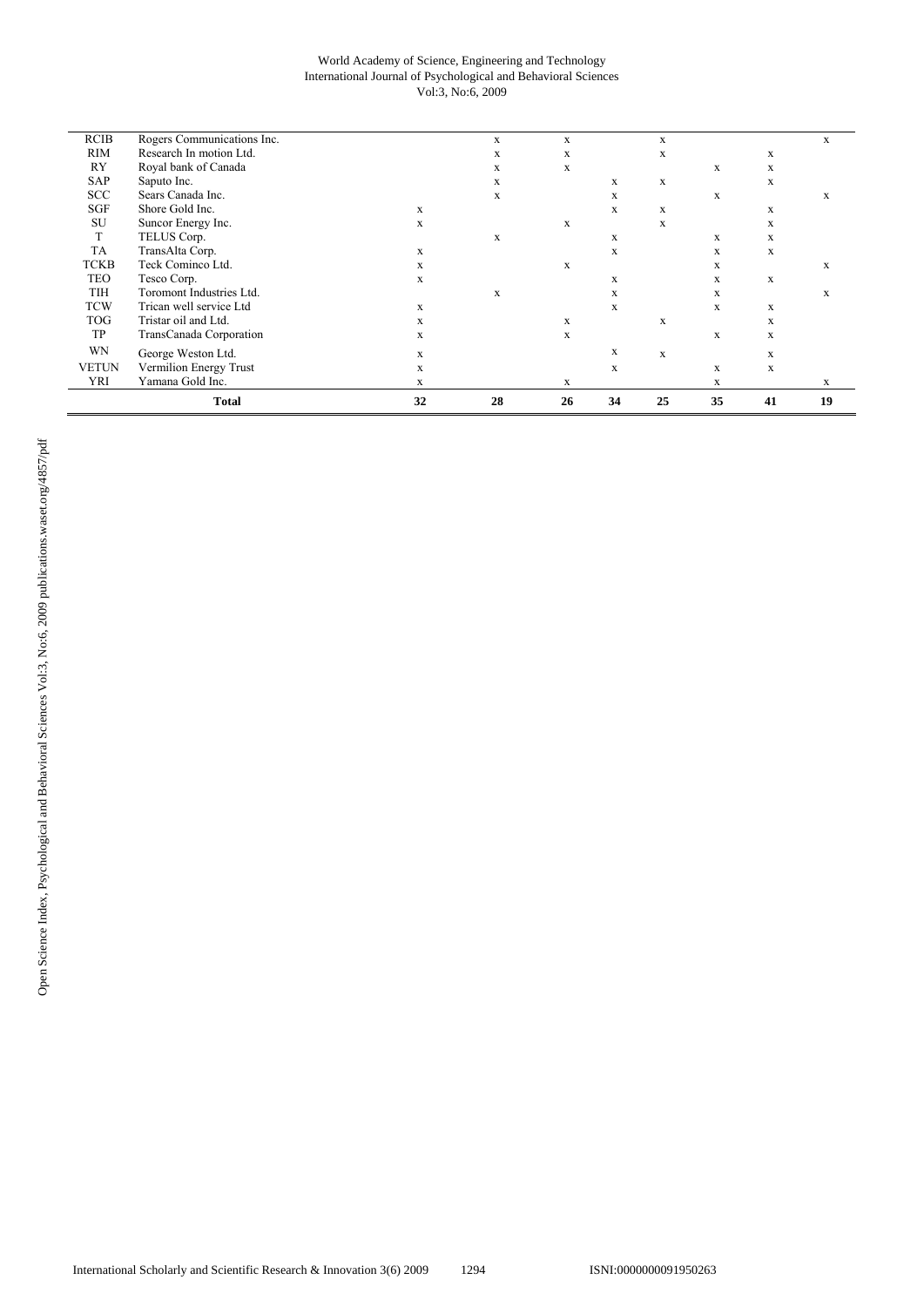| | | | | | | | | | |
|---|---|---|---|---|---|---|---|---|---|
| RCIB | Rogers Communications Inc. | | x | x | | x | | | x |
| RIM | Research In motion Ltd. | | x | x | | x | | x | |
| RY | Royal bank of Canada | | x | x | | | x | x | |
| SAP | Saputo Inc. | | x | | x | x | | x | |
| SCC | Sears Canada Inc. | | x | | x | | x | | x |
| SGF | Shore Gold Inc. | x | | | x | x | | x | |
| SU | Suncor Energy Inc. | x | | x | | x | | x | |
| T | TELUS Corp. | | x | | x | | x | x | |
| TA | TransAlta Corp. | x | | | x | | x | x | |
| TCKB | Teck Cominco Ltd. | x | | x | | | x | | x |
| TEO | Tesco Corp. | x | | | x | | x | x | |
| TIH | Toromont Industries Ltd. | | x | | x | | x | | x |
| TCW | Trican well service Ltd | x | | | x | | x | x | |
| TOG | Tristar oil and Ltd. | x | | x | | x | | x | |
| TP | TransCanada Corporation | x | | x | | | x | x | |
| WN | George Weston Ltd. | x | | | x | x | | x | |
| VETUN | Vermilion Energy Trust | x | | | x | | x | x | |
| YRI | Yamana Gold Inc. | x | | x | | | x | | x |
| | **Total** | **32** | **28** | **26** | **34** | **25** | **35** | **41** | **19** |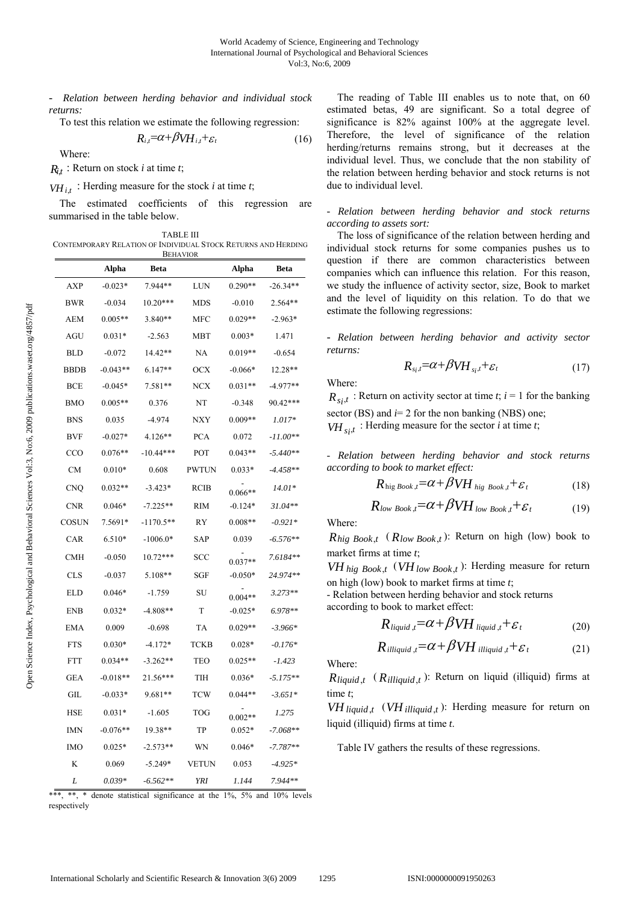- *Relation between herding behavior and individual stock returns:*

To test this relation we estimate the following regression:

$$R_{i,t}=\alpha+\beta VH_{i,t}+\varepsilon_t \tag{16}$$

Where:

$R_{i,t}$ : Return on stock *i* at time *t*;

$VH_{i,t}$ : Herding measure for the stock *i* at time *t*;

The estimated coefficients of this regression are summarised in the table below.

TABLE III
CONTEMPORARY RELATION OF INDIVIDUAL STOCK RETURNS AND HERDING BEHAVIOR

| | Alpha | Beta | | Alpha | Beta |
|---|---|---|---|---|---|
| AXP | -0.023* | 7.944** | LUN | 0.290** | -26.34** |
| BWR | -0.034 | 10.20*** | MDS | -0.010 | 2.564** |
| AEM | 0.005** | 3.840** | MFC | 0.029** | -2.963* |
| AGU | 0.031* | -2.563 | MBT | 0.003* | 1.471 |
| BLD | -0.072 | 14.42** | NA | 0.019** | -0.654 |
| BBDB | -0.043** | 6.147** | OCX | -0.066* | 12.28** |
| BCE | -0.045* | 7.581** | NCX | 0.031** | -4.977** |
| BMO | 0.005** | 0.376 | NT | -0.348 | 90.42*** |
| BNS | 0.035 | -4.974 | NXY | 0.009** | *1.017** |
| BVF | -0.027* | 4.126** | PCA | 0.072 | *-11.00*** |
| CCO | 0.076** | -10.44*** | POT | 0.043** | *-5.440*** |
| CM | 0.010* | 0.608 | PWTUN | 0.033* | *-4.458*** |
| CNQ | 0.032** | -3.423* | RCIB | -0.066** | *14.01** |
| CNR | 0.046* | -7.225** | RIM | -0.124* | *31.04*** |
| COSUN | 7.5691* | -1170.5** | RY | 0.008** | *-0.921** |
| CAR | 6.510* | -1006.0* | SAP | 0.039 | *-6.576*** |
| CMH | -0.050 | 10.72*** | SCC | -0.037** | *7.6184*** |
| CLS | -0.037 | 5.108** | SGF | -0.050* | *24.974*** |
| ELD | 0.046* | -1.759 | SU | -0.004** | *3.273*** |
| ENB | 0.032* | -4.808** | T | -0.025* | *6.978*** |
| EMA | 0.009 | -0.698 | TA | 0.029** | *-3.966** |
| FTS | 0.030* | -4.172* | TCKB | 0.028* | *-0.176** |
| FTT | 0.034** | -3.262** | TEO | 0.025** | *-1.423* |
| GEA | -0.018** | 21.56*** | TIH | 0.036* | *-5.175*** |
| GIL | -0.033* | 9.681** | TCW | 0.044** | *-3.651** |
| HSE | 0.031* | -1.605 | TOG | -0.002** | *1.275* |
| IMN | -0.076** | 19.38** | TP | 0.052* | *-7.068*** |
| IMO | 0.025* | -2.573** | WN | 0.046* | *-7.787*** |
| K | 0.069 | -5.249* | VETUN | 0.053 | *-4.925** |
| *L* | *0.039** | *-6.562*** | *YRI* | *1.144* | *7.944*** |

***, **, * denote statistical significance at the 1%, 5% and 10% levels respectively

The reading of Table III enables us to note that, on 60 estimated betas, 49 are significant. So a total degree of significance is 82% against 100% at the aggregate level. Therefore, the level of significance of the relation herding/returns remains strong, but it decreases at the individual level. Thus, we conclude that the non stability of the relation between herding behavior and stock returns is not due to individual level.

- *Relation between herding behavior and stock returns according to assets sort:*

The loss of significance of the relation between herding and individual stock returns for some companies pushes us to question if there are common characteristics between companies which can influence this relation. For this reason, we study the influence of activity sector, size, Book to market and the level of liquidity on this relation. To do that we estimate the following regressions:

- *Relation between herding behavior and activity sector returns:*

$$R_{s_i,t}=\alpha+\beta VH_{s_i,t}+\varepsilon_t \tag{17}$$

Where:

$R_{s_i,t}$ : Return on activity sector at time *t*; *i* = 1 for the banking sector (BS) and *i*= 2 for the non banking (NBS) one;

$VH_{s_i,t}$ : Herding measure for the sector *i* at time *t*;

- *Relation between herding behavior and stock returns according to book to market effect:*

$$R_{hig\ Book,t}=\alpha+\beta VH_{hig\ Book,t}+\varepsilon_t \tag{18}$$

$$R_{low\ Book,t}=\alpha+\beta VH_{low\ Book,t}+\varepsilon_t \tag{19}$$

Where:

$R_{hig\ Book,t}$ ($R_{low\ Book,t}$): Return on high (low) book to market firms at time *t*;

$VH_{hig\ Book,t}$ ($VH_{low\ Book,t}$): Herding measure for return on high (low) book to market firms at time *t*;

- Relation between herding behavior and stock returns according to book to market effect:

$$R_{liquid,t}=\alpha+\beta VH_{liquid,t}+\varepsilon_t \tag{20}$$

$$R_{illiquid,t}=\alpha+\beta VH_{illiquid,t}+\varepsilon_t \tag{21}$$

Where:

$R_{liquid,t}$ ($R_{illiquid,t}$): Return on liquid (illiquid) firms at time *t*;

$VH_{liquid,t}$ ($VH_{illiquid,t}$): Herding measure for return on liquid (illiquid) firms at time *t*.

Table IV gathers the results of these regressions.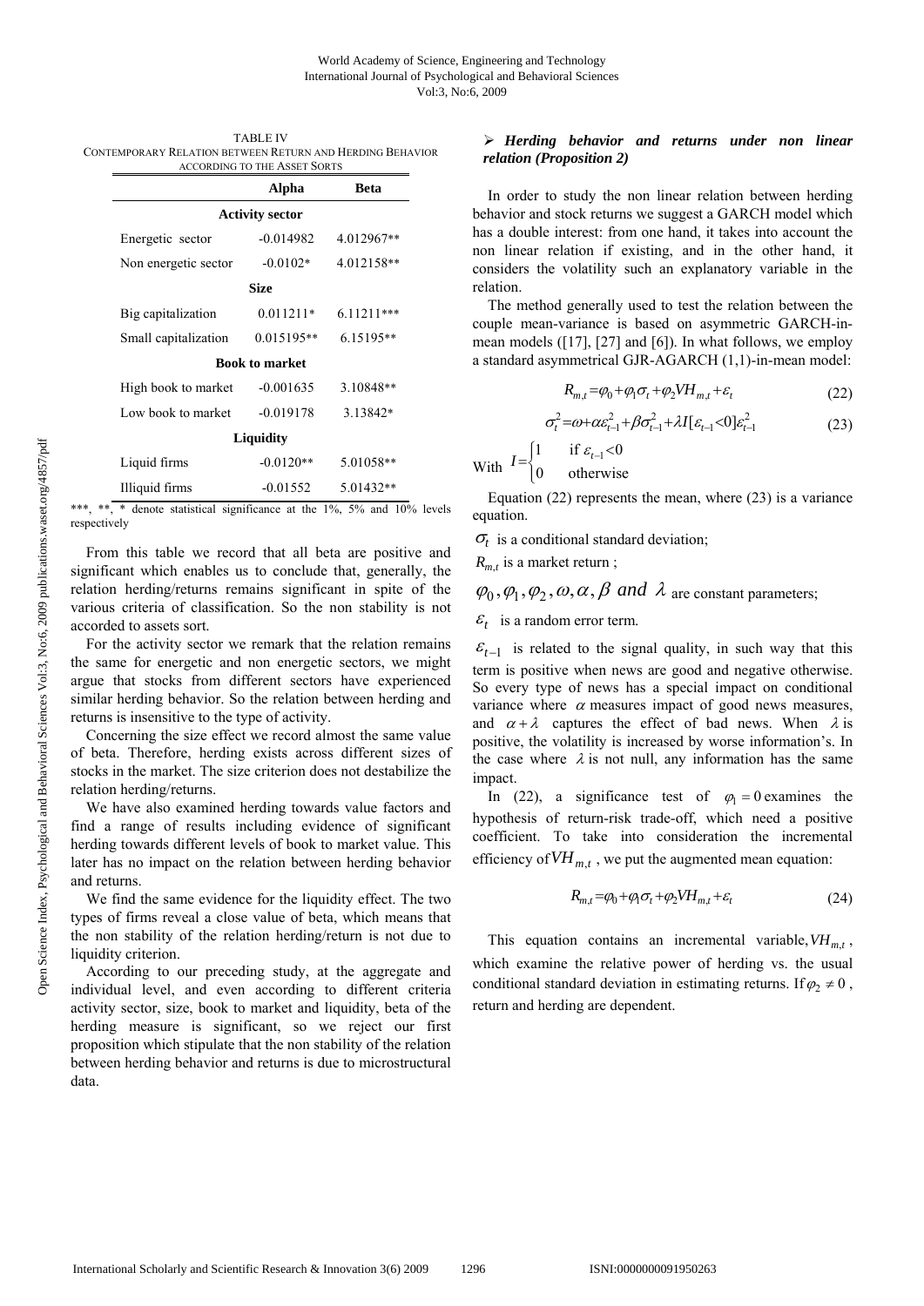TABLE IV
CONTEMPORARY RELATION BETWEEN RETURN AND HERDING BEHAVIOR ACCORDING TO THE ASSET SORTS

| | Alpha | Beta |
|---|---|---|
| **Activity sector** | | |
| Energetic sector | -0.014982 | 4.012967** |
| Non energetic sector | -0.0102* | 4.012158** |
| **Size** | | |
| Big capitalization | 0.011211* | 6.11211*** |
| Small capitalization | 0.015195** | 6.15195** |
| **Book to market** | | |
| High book to market | -0.001635 | 3.10848** |
| Low book to market | -0.019178 | 3.13842* |
| **Liquidity** | | |
| Liquid firms | -0.0120** | 5.01058** |
| Illiquid firms | -0.01552 | 5.01432** |

***, **, * denote statistical significance at the 1%, 5% and 10% levels respectively

From this table we record that all beta are positive and significant which enables us to conclude that, generally, the relation herding/returns remains significant in spite of the various criteria of classification. So the non stability is not accorded to assets sort.

For the activity sector we remark that the relation remains the same for energetic and non energetic sectors, we might argue that stocks from different sectors have experienced similar herding behavior. So the relation between herding and returns is insensitive to the type of activity.

Concerning the size effect we record almost the same value of beta. Therefore, herding exists across different sizes of stocks in the market. The size criterion does not destabilize the relation herding/returns.

We have also examined herding towards value factors and find a range of results including evidence of significant herding towards different levels of book to market value. This later has no impact on the relation between herding behavior and returns.

We find the same evidence for the liquidity effect. The two types of firms reveal a close value of beta, which means that the non stability of the relation herding/return is not due to liquidity criterion.

According to our preceding study, at the aggregate and individual level, and even according to different criteria activity sector, size, book to market and liquidity, beta of the herding measure is significant, so we reject our first proposition which stipulate that the non stability of the relation between herding behavior and returns is due to microstructural data.

### ➢ *Herding behavior and returns under non linear relation (Proposition 2)*

In order to study the non linear relation between herding behavior and stock returns we suggest a GARCH model which has a double interest: from one hand, it takes into account the non linear relation if existing, and in the other hand, it considers the volatility such an explanatory variable in the relation.

The method generally used to test the relation between the couple mean-variance is based on asymmetric GARCH-in-mean models ([17], [27] and [6]). In what follows, we employ a standard asymmetrical GJR-AGARCH (1,1)-in-mean model:

$$R_{m,t} = \varphi_0 + \varphi_1 \sigma_t + \varphi_2 VH_{m,t} + \varepsilon_t \qquad (22)$$

$$\sigma_t^2 = \omega + \alpha \varepsilon_{t-1}^2 + \beta \sigma_{t-1}^2 + \lambda I[\varepsilon_{t-1} < 0] \varepsilon_{t-1}^2 \qquad (23)$$

With $I = \begin{cases} 1 & \text{if } \varepsilon_{t-1} < 0 \\ 0 & \text{otherwise} \end{cases}$

Equation (22) represents the mean, where (23) is a variance equation.

$\sigma_t$ is a conditional standard deviation;

$R_{m,t}$ is a market return ;

$\varphi_0, \varphi_1, \varphi_2, \omega, \alpha, \beta$ *and* $\lambda$ are constant parameters;

$\varepsilon_t$ is a random error term.

$\varepsilon_{t-1}$ is related to the signal quality, in such way that this term is positive when news are good and negative otherwise. So every type of news has a special impact on conditional variance where $\alpha$ measures impact of good news measures, and $\alpha + \lambda$ captures the effect of bad news. When $\lambda$ is positive, the volatility is increased by worse information's. In the case where $\lambda$ is not null, any information has the same impact.

In (22), a significance test of $\varphi_1 = 0$ examines the hypothesis of return-risk trade-off, which need a positive coefficient. To take into consideration the incremental efficiency of $VH_{m,t}$, we put the augmented mean equation:

$$R_{m,t} = \varphi_0 + \varphi_1 \sigma_t + \varphi_2 VH_{m,t} + \varepsilon_t \qquad (24)$$

This equation contains an incremental variable, $VH_{m,t}$, which examine the relative power of herding vs. the usual conditional standard deviation in estimating returns. If $\varphi_2 \neq 0$, return and herding are dependent.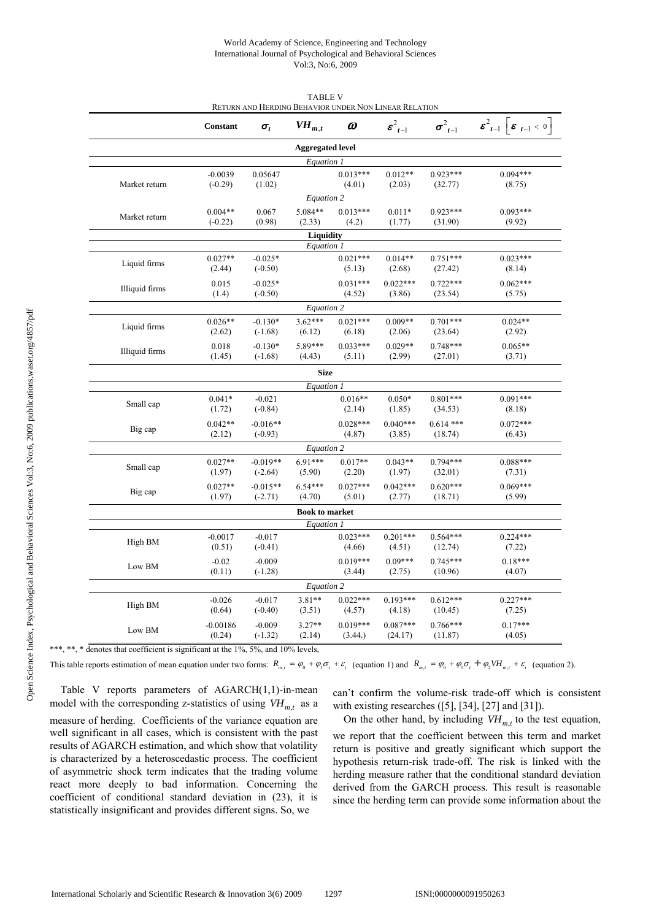TABLE V

RETURN AND HERDING BEHAVIOR UNDER NON LINEAR RELATION

| | Constant | $\sigma_t$ | $VH_{m,t}$ | $\omega$ | $\varepsilon^2_{t-1}$ | $\sigma^2_{t-1}$ | $\varepsilon^2_{t-1}\left[\varepsilon_{t-1} < 0\right]$ |
|---|---|---|---|---|---|---|---|
| **Aggregated level** | | | | | | | |
| *Equation 1* | | | | | | | |
| Market return | -0.0039<br>(-0.29) | 0.05647<br>(1.02) | | 0.013***<br>(4.01) | 0.012**<br>(2.03) | 0.923***<br>(32.77) | 0.094***<br>(8.75) |
| *Equation 2* | | | | | | | |
| Market return | 0.004**<br>(-0.22) | 0.067<br>(0.98) | 5.084**<br>(2.33) | 0.013***<br>(4.2) | 0.011*<br>(1.77) | 0.923***<br>(31.90) | 0.093***<br>(9.92) |
| **Liquidity** | | | | | | | |
| *Equation 1* | | | | | | | |
| Liquid firms | 0.027**<br>(2.44) | -0.025*<br>(-0.50) | | 0.021***<br>(5.13) | 0.014**<br>(2.68) | 0.751***<br>(27.42) | 0.023***<br>(8.14) |
| Illiquid firms | 0.015<br>(1.4) | -0.025*<br>(-0.50) | | 0.031***<br>(4.52) | 0.022***<br>(3.86) | 0.722***<br>(23.54) | 0.062***<br>(5.75) |
| *Equation 2* | | | | | | | |
| Liquid firms | 0.026**<br>(2.62) | -0.130*<br>(-1.68) | 3.62***<br>(6.12) | 0.021***<br>(6.18) | 0.009**<br>(2.06) | 0.701***<br>(23.64) | 0.024**<br>(2.92) |
| Illiquid firms | 0.018<br>(1.45) | -0.130*<br>(-1.68) | 5.89***<br>(4.43) | 0.033***<br>(5.11) | 0.029**<br>(2.99) | 0.748***<br>(27.01) | 0.065**<br>(3.71) |
| **Size** | | | | | | | |
| *Equation 1* | | | | | | | |
| Small cap | 0.041*<br>(1.72) | -0.021<br>(-0.84) | | 0.016**<br>(2.14) | 0.050*<br>(1.85) | 0.801***<br>(34.53) | 0.091***<br>(8.18) |
| Big cap | 0.042**<br>(2.12) | -0.016**<br>(-0.93) | | 0.028***<br>(4.87) | 0.040***<br>(3.85) | 0.614 ***<br>(18.74) | 0.072***<br>(6.43) |
| *Equation 2* | | | | | | | |
| Small cap | 0.027**<br>(1.97) | -0.019**<br>(-2.64) | 6.91***<br>(5.90) | 0.017**<br>(2.20) | 0.043**<br>(1.97) | 0.794***<br>(32.01) | 0.088***<br>(7.31) |
| Big cap | 0.027**<br>(1.97) | -0.015**<br>(-2.71) | 6.54***<br>(4.70) | 0.027***<br>(5.01) | 0.042***<br>(2.77) | 0.620***<br>(18.71) | 0.069***<br>(5.99) |
| **Book to market** | | | | | | | |
| *Equation 1* | | | | | | | |
| High BM | -0.0017<br>(0.51) | -0.017<br>(-0.41) | | 0.023***<br>(4.66) | 0.201***<br>(4.51) | 0.564***<br>(12.74) | 0.224***<br>(7.22) |
| Low BM | -0.02<br>(0.11) | -0.009<br>(-1.28) | | 0.019***<br>(3.44) | 0.09***<br>(2.75) | 0.745***<br>(10.96) | 0.18***<br>(4.07) |
| *Equation 2* | | | | | | | |
| High BM | -0.026<br>(0.64) | -0.017<br>(-0.40) | 3.81**<br>(3.51) | 0.022***<br>(4.57) | 0.193***<br>(4.18) | 0.612***<br>(10.45) | 0.227***<br>(7.25) |
| Low BM | -0.00186<br>(0.24) | -0.009<br>(-1.32) | 3.27**<br>(2.14) | 0.019***<br>(3.44.) | 0.087***<br>(24.17) | 0.766***<br>(11.87) | 0.17***<br>(4.05) |

***, **, * denotes that coefficient is significant at the 1%, 5%, and 10% levels,

This table reports estimation of mean equation under two forms: $R_{m,t} = \varphi_0 + \varphi_1\sigma_t + \varepsilon_t$ (equation 1) and $R_{m,t} = \varphi_0 + \varphi_1\sigma_t + \varphi_2 VH_{m,t} + \varepsilon_t$ (equation 2).

Table V reports parameters of AGARCH(1,1)-in-mean model with the corresponding z-statistics of using $VH_{m,t}$ as a measure of herding. Coefficients of the variance equation are well significant in all cases, which is consistent with the past results of AGARCH estimation, and which show that volatility is characterized by a heteroscedastic process. The coefficient of asymmetric shock term indicates that the trading volume react more deeply to bad information. Concerning the coefficient of conditional standard deviation in (23), it is statistically insignificant and provides different signs. So, we can't confirm the volume-risk trade-off which is consistent with existing researches ([5], [34], [27] and [31]).

On the other hand, by including $VH_{m,t}$ to the test equation, we report that the coefficient between this term and market return is positive and greatly significant which support the hypothesis return-risk trade-off. The risk is linked with the herding measure rather that the conditional standard deviation derived from the GARCH process. This result is reasonable since the herding term can provide some information about the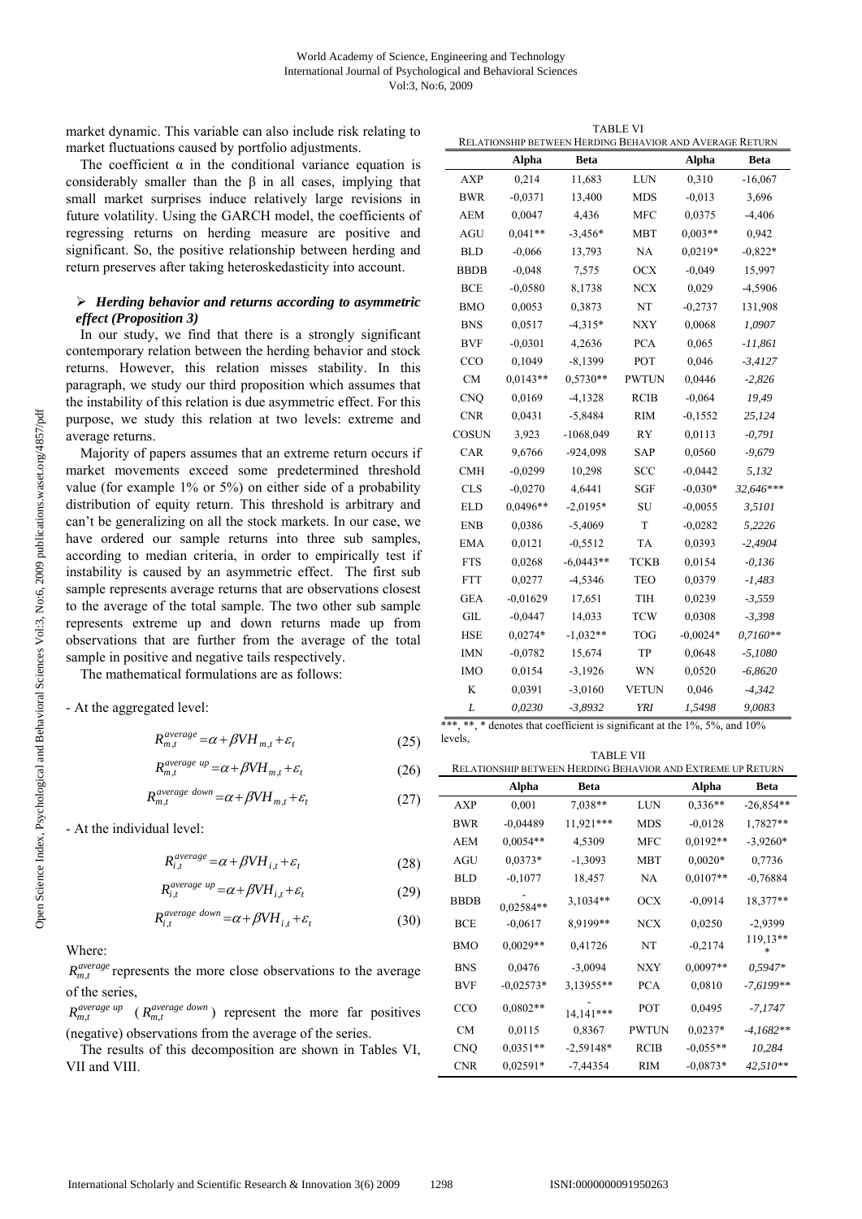market dynamic. This variable can also include risk relating to market fluctuations caused by portfolio adjustments.

The coefficient α in the conditional variance equation is considerably smaller than the β in all cases, implying that small market surprises induce relatively large revisions in future volatility. Using the GARCH model, the coefficients of regressing returns on herding measure are positive and significant. So, the positive relationship between herding and return preserves after taking heteroskedasticity into account.

- ***Herding behavior and returns according to asymmetric effect (Proposition 3)***

In our study, we find that there is a strongly significant contemporary relation between the herding behavior and stock returns. However, this relation misses stability. In this paragraph, we study our third proposition which assumes that the instability of this relation is due asymmetric effect. For this purpose, we study this relation at two levels: extreme and average returns.

Majority of papers assumes that an extreme return occurs if market movements exceed some predetermined threshold value (for example 1% or 5%) on either side of a probability distribution of equity return. This threshold is arbitrary and can't be generalizing on all the stock markets. In our case, we have ordered our sample returns into three sub samples, according to median criteria, in order to empirically test if instability is caused by an asymmetric effect. The first sub sample represents average returns that are observations closest to the average of the total sample. The two other sub sample represents extreme up and down returns made up from observations that are further from the average of the total sample in positive and negative tails respectively.

The mathematical formulations are as follows:

- At the aggregated level:

$$R_{m,t}^{average} = \alpha + \beta VH_{m,t} + \varepsilon_t \tag{25}$$

$$R_{m,t}^{average\ up} = \alpha + \beta VH_{m,t} + \varepsilon_t \tag{26}$$

$$R_{m,t}^{average\ down} = \alpha + \beta VH_{m,t} + \varepsilon_t \tag{27}$$

- At the individual level:

$$R_{i,t}^{average} = \alpha + \beta VH_{i,t} + \varepsilon_t \tag{28}$$

$$R_{i,t}^{average\ up} = \alpha + \beta VH_{i,t} + \varepsilon_t \tag{29}$$

$$R_{i,t}^{average\ down} = \alpha + \beta VH_{i,t} + \varepsilon_t \tag{30}$$

Where:

$R_{m,t}^{average}$ represents the more close observations to the average of the series,

$R_{m,t}^{average\ up}$ ($R_{m,t}^{average\ down}$) represent the more far positives (negative) observations from the average of the series.

The results of this decomposition are shown in Tables VI, VII and VIII.

TABLE VI
RELATIONSHIP BETWEEN HERDING BEHAVIOR AND AVERAGE RETURN

| | Alpha | Beta | | Alpha | Beta |
|---|---|---|---|---|---|
| AXP | 0,214 | 11,683 | LUN | 0,310 | -16,067 |
| BWR | -0,0371 | 13,400 | MDS | -0,013 | 3,696 |
| AEM | 0,0047 | 4,436 | MFC | 0,0375 | -4,406 |
| AGU | 0,041** | -3,456* | MBT | 0,003** | 0,942 |
| BLD | -0,066 | 13,793 | NA | 0,0219* | -0,822* |
| BBDB | -0,048 | 7,575 | OCX | -0,049 | 15,997 |
| BCE | -0,0580 | 8,1738 | NCX | 0,029 | -4,5906 |
| BMO | 0,0053 | 0,3873 | NT | -0,2737 | 131,908 |
| BNS | 0,0517 | -4,315* | NXY | 0,0068 | *1,0907* |
| BVF | -0,0301 | 4,2636 | PCA | 0,065 | *-11,861* |
| CCO | 0,1049 | -8,1399 | POT | 0,046 | *-3,4127* |
| CM | 0,0143** | 0,5730** | PWTUN | 0,0446 | *-2,826* |
| CNQ | 0,0169 | -4,1328 | RCIB | -0,064 | *19,49* |
| CNR | 0,0431 | -5,8484 | RIM | -0,1552 | *25,124* |
| COSUN | 3,923 | -1068,049 | RY | 0,0113 | *-0,791* |
| CAR | 9,6766 | -924,098 | SAP | 0,0560 | *-9,679* |
| CMH | -0,0299 | 10,298 | SCC | -0,0442 | *5,132* |
| CLS | -0,0270 | 4,6441 | SGF | -0,030* | *32,646**** |
| ELD | 0,0496** | -2,0195* | SU | -0,0055 | *3,5101* |
| ENB | 0,0386 | -5,4069 | T | -0,0282 | *5,2226* |
| EMA | 0,0121 | -0,5512 | TA | 0,0393 | *-2,4904* |
| FTS | 0,0268 | -6,0443** | TCKB | 0,0154 | *-0,136* |
| FTT | 0,0277 | -4,5346 | TEO | 0,0379 | *-1,483* |
| GEA | -0,01629 | 17,651 | TIH | 0,0239 | *-3,559* |
| GIL | -0,0447 | 14,033 | TCW | 0,0308 | *-3,398* |
| HSE | 0,0274* | -1,032** | TOG | -0,0024* | *0,7160*** |
| IMN | -0,0782 | 15,674 | TP | 0,0648 | *-5,1080* |
| IMO | 0,0154 | -3,1926 | WN | 0,0520 | *-6,8620* |
| K | 0,0391 | -3,0160 | VETUN | 0,046 | *-4,342* |
| *L* | *0,0230* | *-3,8932* | *YRI* | *1,5498* | *9,0083* |

***, **, * denotes that coefficient is significant at the 1%, 5%, and 10% levels,

TABLE VII
RELATIONSHIP BETWEEN HERDING BEHAVIOR AND EXTREME UP RETURN

| | Alpha | Beta | | Alpha | Beta |
|---|---|---|---|---|---|
| AXP | 0,001 | 7,038** | LUN | 0,336** | -26,854** |
| BWR | -0,04489 | 11,921*** | MDS | -0,0128 | 1,7827** |
| AEM | 0,0054** | 4,5309 | MFC | 0,0192** | -3,9260* |
| AGU | 0,0373* | -1,3093 | MBT | 0,0020* | 0,7736 |
| BLD | -0,1077 | 18,457 | NA | 0,0107** | -0,76884 |
| BBDB | -0,02584** | 3,1034** | OCX | -0,0914 | 18,377** |
| BCE | -0,0617 | 8,9199** | NCX | 0,0250 | -2,9399 |
| BMO | 0,0029** | 0,41726 | NT | -0,2174 | 119,13*** |
| BNS | 0,0476 | -3,0094 | NXY | 0,0097** | *0,5947** |
| BVF | -0,02573* | 3,13955** | PCA | 0,0810 | *-7,6199*** |
| CCO | 0,0802** | -14,141*** | POT | 0,0495 | *-7,1747* |
| CM | 0,0115 | 0,8367 | PWTUN | 0,0237* | *-4,1682*** |
| CNQ | 0,0351** | -2,59148* | RCIB | -0,055** | *10,284* |
| CNR | 0,02591* | -7,44354 | RIM | -0,0873* | *42,510*** |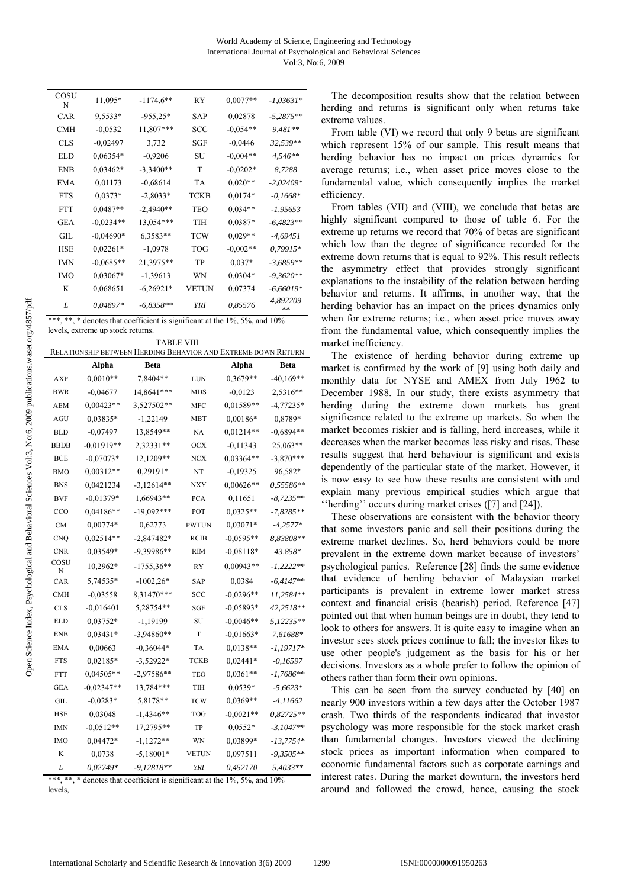| COSUN | 11,095* | -1174,6** | RY | 0,0077** | -1,03631* |
|---|---|---|---|---|---|
| CAR | 9,5533* | -955,25* | SAP | 0,02878 | -5,2875** |
| CMH | -0,0532 | 11,807*** | SCC | -0,054** | 9,481** |
| CLS | -0,02497 | 3,732 | SGF | -0,0446 | 32,539** |
| ELD | 0,06354* | -0,9206 | SU | -0,004** | 4,546** |
| ENB | 0,03462* | -3,3400** | T | -0,0202* | 8,7288 |
| EMA | 0,01173 | -0,68614 | TA | 0,020** | -2,02409* |
| FTS | 0,0373* | -2,8033* | TCKB | 0,0174* | -0,1668* |
| FTT | 0,0487** | -2,4940** | TEO | 0,034** | -1,95653 |
| GEA | -0,0234** | 13,054*** | TIH | 0,0387* | -6,4823** |
| GIL | -0,04690* | 6,3583** | TCW | 0,029** | -4,69451 |
| HSE | 0,02261* | -1,0978 | TOG | -0,002** | 0,79915* |
| IMN | -0,0685** | 21,3975** | TP | 0,037* | -3,6859** |
| IMO | 0,03067* | -1,39613 | WN | 0,0304* | -9,3620** |
| K | 0,068651 | -6,26921* | VETUN | 0,07374 | -6,66019* |
| *L* | *0,04897** | *-6,8358*** | *YRI* | *0,85576* | *4,892209*** |

***, **, * denotes that coefficient is significant at the 1%, 5%, and 10% levels, extreme up stock returns.

TABLE VIII
RELATIONSHIP BETWEEN HERDING BEHAVIOR AND EXTREME DOWN RETURN

| | Alpha | Beta | | Alpha | Beta |
|---|---|---|---|---|---|
| AXP | 0,0010** | 7,8404** | LUN | 0,3679** | -40,169** |
| BWR | -0,04677 | 14,8641*** | MDS | -0,0123 | 2,5316** |
| AEM | 0,00423** | 3,527502** | MFC | 0,01589** | -4,77235* |
| AGU | 0,03835* | -1,22149 | MBT | 0,00186* | 0,8789* |
| BLD | -0,07497 | 13,8549** | NA | 0,01214** | -0,6894** |
| BBDB | -0,01919** | 2,32331** | OCX | -0,11343 | 25,063** |
| BCE | -0,07073* | 12,1209** | NCX | 0,03364** | -3,870*** |
| BMO | 0,00312** | 0,29191* | NT | -0,19325 | 96,582* |
| BNS | 0,0421234 | -3,12614** | NXY | 0,00626** | 0,55586** |
| BVF | -0,01379* | 1,66943** | PCA | 0,11651 | -8,7235** |
| CCO | 0,04186** | -19,092*** | POT | 0,0325** | -7,8285** |
| CM | 0,00774* | 0,62773 | PWTUN | 0,03071* | -4,2577* |
| CNQ | 0,02514** | -2,847482* | RCIB | -0,0595** | 8,83808** |
| CNR | 0,03549* | -9,39986** | RIM | -0,08118* | 43,858* |
| COSUN | 10,2962* | -1755,36** | RY | 0,00943** | -1,2222** |
| CAR | 5,74535* | -1002,26* | SAP | 0,0384 | -6,4147** |
| CMH | -0,03558 | 8,31470*** | SCC | -0,0296** | 11,2584** |
| CLS | -0,016401 | 5,28754** | SGF | -0,05893* | 42,2518** |
| ELD | 0,03752* | -1,19199 | SU | -0,0046** | 5,12235** |
| ENB | 0,03431* | -3,94860** | T | -0,01663* | 7,61688* |
| EMA | 0,00663 | -0,36044* | TA | 0,0138** | -1,19717* |
| FTS | 0,02185* | -3,52922* | TCKB | 0,02441* | -0,16597 |
| FTT | 0,04505** | -2,97586** | TEO | 0,0361** | -1,7686** |
| GEA | -0,02347** | 13,784*** | TIH | 0,0539* | -5,6623* |
| GIL | -0,0283* | 5,8178** | TCW | 0,0369** | -4,11662 |
| HSE | 0,03048 | -1,4346** | TOG | -0,0021** | 0,82725** |
| IMN | -0,0512** | 17,2795** | TP | 0,0552* | -3,1047** |
| IMO | 0,04472* | -1,1272** | WN | 0,03899* | -13,7754* |
| K | 0,0738 | -5,18001* | VETUN | 0,097511 | -9,3505** |
| *L* | *0,02749** | *-9,12818*** | *YRI* | *0,452170* | *5,4033*** |

***, **, * denotes that coefficient is significant at the 1%, 5%, and 10% levels,

The decomposition results show that the relation between herding and returns is significant only when returns take extreme values.

From table (VI) we record that only 9 betas are significant which represent 15% of our sample. This result means that herding behavior has no impact on prices dynamics for average returns; i.e., when asset price moves close to the fundamental value, which consequently implies the market efficiency.

From tables (VII) and (VIII), we conclude that betas are highly significant compared to those of table 6. For the extreme up returns we record that 70% of betas are significant which low than the degree of significance recorded for the extreme down returns that is equal to 92%. This result reflects the asymmetry effect that provides strongly significant explanations to the instability of the relation between herding behavior and returns. It affirms, in another way, that the herding behavior has an impact on the prices dynamics only when for extreme returns; i.e., when asset price moves away from the fundamental value, which consequently implies the market inefficiency.

The existence of herding behavior during extreme up market is confirmed by the work of [9] using both daily and monthly data for NYSE and AMEX from July 1962 to December 1988. In our study, there exists asymmetry that herding during the extreme down markets has great significance related to the extreme up markets. So when the market becomes riskier and is falling, herd increases, while it decreases when the market becomes less risky and rises. These results suggest that herd behaviour is significant and exists dependently of the particular state of the market. However, it is now easy to see how these results are consistent with and explain many previous empirical studies which argue that ''herding'' occurs during market crises ([7] and [24]).

These observations are consistent with the behavior theory that some investors panic and sell their positions during the extreme market declines. So, herd behaviors could be more prevalent in the extreme down market because of investors' psychological panics. Reference [28] finds the same evidence that evidence of herding behavior of Malaysian market participants is prevalent in extreme lower market stress context and financial crisis (bearish) period. Reference [47] pointed out that when human beings are in doubt, they tend to look to others for answers. It is quite easy to imagine when an investor sees stock prices continue to fall; the investor likes to use other people's judgement as the basis for his or her decisions. Investors as a whole prefer to follow the opinion of others rather than form their own opinions.

This can be seen from the survey conducted by [40] on nearly 900 investors within a few days after the October 1987 crash. Two thirds of the respondents indicated that investor psychology was more responsible for the stock market crash than fundamental changes. Investors viewed the declining stock prices as important information when compared to economic fundamental factors such as corporate earnings and interest rates. During the market downturn, the investors herd around and followed the crowd, hence, causing the stock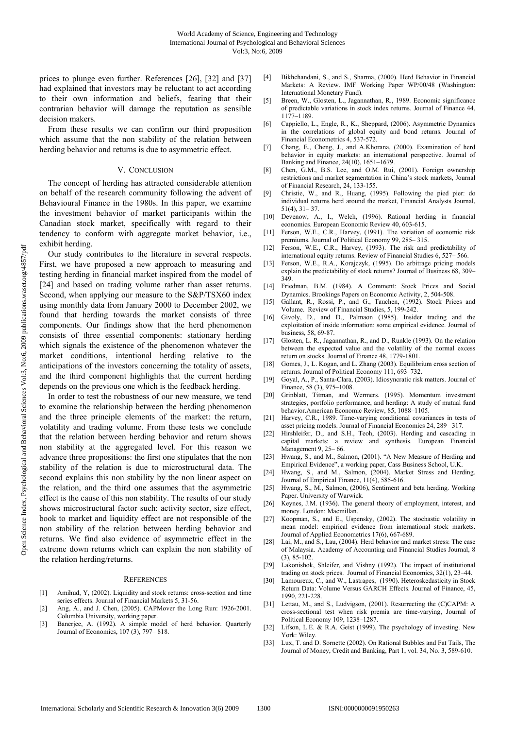prices to plunge even further. References [26], [32] and [37] had explained that investors may be reluctant to act according to their own information and beliefs, fearing that their contrarian behavior will damage the reputation as sensible decision makers.

From these results we can confirm our third proposition which assume that the non stability of the relation between herding behavior and returns is due to asymmetric effect.

## V. Conclusion

The concept of herding has attracted considerable attention on behalf of the research community following the advent of Behavioural Finance in the 1980s. In this paper, we examine the investment behavior of market participants within the Canadian stock market, specifically with regard to their tendency to conform with aggregate market behavior, i.e., exhibit herding.

Our study contributes to the literature in several respects. First, we have proposed a new approach to measuring and testing herding in financial market inspired from the model of [24] and based on trading volume rather than asset returns. Second, when applying our measure to the S&P/TSX60 index using monthly data from January 2000 to December 2002, we found that herding towards the market consists of three components. Our findings show that the herd phenomenon consists of three essential components: stationary herding which signals the existence of the phenomenon whatever the market conditions, intentional herding relative to the anticipations of the investors concerning the totality of assets, and the third component highlights that the current herding depends on the previous one which is the feedback herding.

In order to test the robustness of our new measure, we tend to examine the relationship between the herding phenomenon and the three principle elements of the market: the return, volatility and trading volume. From these tests we conclude that the relation between herding behavior and return shows non stability at the aggregated level. For this reason we advance three propositions: the first one stipulates that the non stability of the relation is due to microstructural data. The second explains this non stability by the non linear aspect on the relation, and the third one assumes that the asymmetric effect is the cause of this non stability. The results of our study shows microstructural factor such: activity sector, size effect, book to market and liquidity effect are not responsible of the non stability of the relation between herding behavior and returns. We find also evidence of asymmetric effect in the extreme down returns which can explain the non stability of the relation herding/returns.

## References

[1] Amihud, Y, (2002). Liquidity and stock returns: cross-section and time series effects. Journal of Financial Markets 5, 31-56.

[2] Ang, A., and J. Chen, (2005). CAPMover the Long Run: 1926-2001. Columbia University, working paper.

[3] Banerjee, A. (1992). A simple model of herd behavior. Quarterly Journal of Economics, 107 (3), 797– 818.

[4] Bikhchandani, S., and S., Sharma, (2000). Herd Behavior in Financial Markets: A Review. IMF Working Paper WP/00/48 (Washington: International Monetary Fund).

[5] Breen, W., Glosten, L., Jagannathan, R., 1989. Economic significance of predictable variations in stock index returns. Journal of Finance 44, 1177–1189.

[6] Cappiello, L., Engle, R., K., Sheppard, (2006). Asymmetric Dynamics in the correlations of global equity and bond returns. Journal of Financial Econometrics 4, 537-572.

[7] Chang, E., Cheng, J., and A.Khorana, (2000). Examination of herd behavior in equity markets: an international perspective. Journal of Banking and Finance, 24(10), 1651–1679.

[8] Chen, G.M., B.S. Lee, and O.M. Rui, (2001). Foreign ownership restrictions and market segmentation in China's stock markets, Journal of Financial Research, 24, 133-155.

[9] Christie, W., and R., Huang, (1995). Following the pied pier: do individual returns herd around the market, Financial Analysts Journal, 51(4), 31– 37.

[10] Devenow, A., I., Welch, (1996). Rational herding in financial economics. European Economic Review 40, 603-615.

[11] Ferson, W.E., C.R., Harvey, (1991). The variation of economic risk premiums. Journal of Political Economy 99, 285– 315.

[12] Ferson, W.E., C.R., Harvey, (1993). The risk and predictability of international equity returns. Review of Financial Studies 6, 527– 566.

[13] Ferson, W.E., R.A., Korajczyk, (1995). Do arbitrage pricing models explain the predictability of stock returns? Journal of Business 68, 309–349.

[14] Friedman, B.M. (1984). A Comment: Stock Prices and Social Dynamics. Brookings Papers on Economic Activity, 2, 504-508.

[15] Gallant, R., Rossi, P., and G., Tauchen, (1992). Stock Prices and Volume. Review of Financial Studies, 5, 199-242.

[16] Givoly, D., and D., Palmaon (1985). Insider trading and the exploitation of inside information: some empirical evidence. Journal of business, 58, 69-87.

[17] Glosten, L. R., Jagannathan, R., and D., Runkle (1993). On the relation between the expected value and the volatility of the normal excess return on stocks. Journal of Finance 48, 1779-1801.

[18] Gomes, J., L. Kogan, and L. Zhang (2003). Equilibrium cross section of returns. Journal of Political Economy 111, 693–732.

[19] Goyal, A., P., Santa-Clara, (2003). Idiosyncratic risk matters. Journal of Finance, 58 (3), 975–1008.

[20] Grinblatt, Titman, and Wermers. (1995). Momentum investment strategies, portfolio performance, and herding: A study of mutual fund behavior.American Economic Review, 85, 1088–1105.

[21] Harvey, C.R., 1989. Time-varying conditional covariances in tests of asset pricing models. Journal of Financial Economics 24, 289– 317.

[22] Hirshleifer, D., and S.H., Teoh, (2003). Herding and cascading in capital markets: a review and synthesis. European Financial Management 9, 25– 66.

[23] Hwang, S., and M., Salmon, (2001). "A New Measure of Herding and Empirical Evidence", a working paper, Cass Business School, U.K.

[24] Hwang, S., and M., Salmon, (2004). Market Stress and Herding. Journal of Empirical Finance, 11(4), 585-616.

[25] Hwang, S., M., Salmon, (2006), Sentiment and beta herding. Working Paper. University of Warwick.

[26] Keynes, J.M. (1936). The general theory of employment, interest, and money. London: Macmillan.

[27] Koopman, S., and E., Uspensky, (2002). The stochastic volatility in mean model: empirical evidence from international stock markets. Journal of Applied Econometrics 17(6), 667-689.

[28] Lai, M., and S., Lau, (2004). Herd behavior and market stress: The case of Malaysia. Academy of Accounting and Financial Studies Journal, 8 (3), 85-102.

[29] Lakonishok, Shleifer, and Vishny (1992). The impact of institutional trading on stock prices. Journal of Financial Economics, 32(1), 23–44.

[30] Lamoureux, C., and W., Lastrapes, (1990). Heteroskedasticity in Stock Return Data: Volume Versus GARCH Effects. Journal of Finance, 45, 1990, 221-228.

[31] Lettau, M., and S., Ludvigson, (2001). Resurrecting the (C)CAPM: A cross-sectional test when risk premia are time-varying, Journal of Political Economy 109, 1238–1287.

[32] Lifson, L.E. & R.A. Geist (1999). The psychology of investing. New York: Wiley.

[33] Lux, T. and D. Sornette (2002). On Rational Bubbles and Fat Tails, The Journal of Money, Credit and Banking, Part 1, vol. 34, No. 3, 589-610.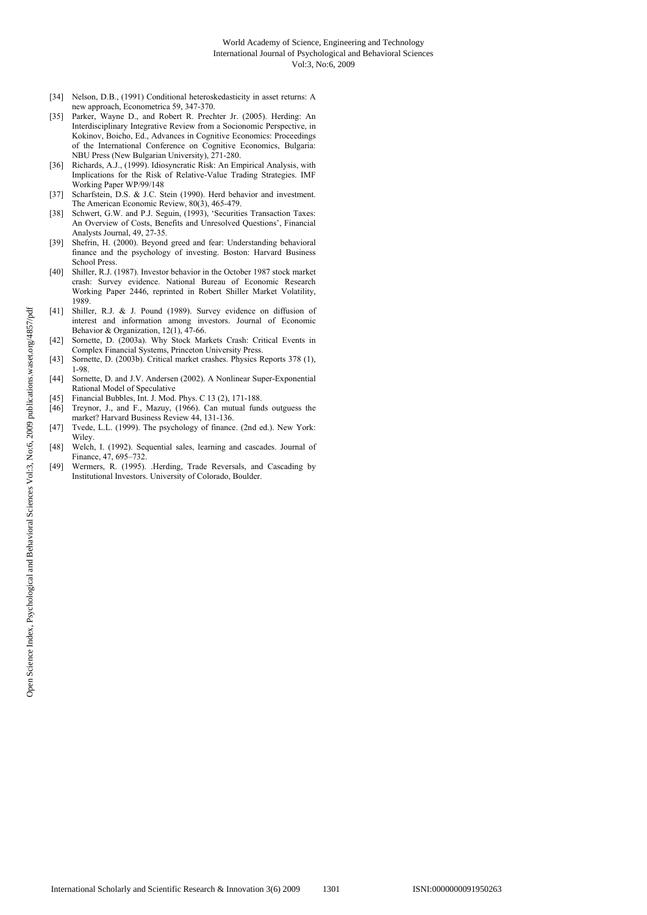[34] Nelson, D.B., (1991) Conditional heteroskedasticity in asset returns: A new approach, Econometrica 59, 347-370.

[35] Parker, Wayne D., and Robert R. Prechter Jr. (2005). Herding: An Interdisciplinary Integrative Review from a Socionomic Perspective, in Kokinov, Boicho, Ed., Advances in Cognitive Economics: Proceedings of the International Conference on Cognitive Economics, Bulgaria: NBU Press (New Bulgarian University), 271-280.

[36] Richards, A.J., (1999). Idiosyncratic Risk: An Empirical Analysis, with Implications for the Risk of Relative-Value Trading Strategies. IMF Working Paper WP/99/148

[37] Scharfstein, D.S. & J.C. Stein (1990). Herd behavior and investment. The American Economic Review, 80(3), 465-479.

[38] Schwert, G.W. and P.J. Seguin, (1993), 'Securities Transaction Taxes: An Overview of Costs, Benefits and Unresolved Questions', Financial Analysts Journal, 49, 27-35.

[39] Shefrin, H. (2000). Beyond greed and fear: Understanding behavioral finance and the psychology of investing. Boston: Harvard Business School Press.

[40] Shiller, R.J. (1987). Investor behavior in the October 1987 stock market crash: Survey evidence. National Bureau of Economic Research Working Paper 2446, reprinted in Robert Shiller Market Volatility, 1989.

[41] Shiller, R.J. & J. Pound (1989). Survey evidence on diffusion of interest and information among investors. Journal of Economic Behavior & Organization, 12(1), 47-66.

[42] Sornette, D. (2003a). Why Stock Markets Crash: Critical Events in Complex Financial Systems, Princeton University Press.

[43] Sornette, D. (2003b). Critical market crashes. Physics Reports 378 (1), 1-98.

[44] Sornette, D. and J.V. Andersen (2002). A Nonlinear Super-Exponential Rational Model of Speculative

[45] Financial Bubbles, Int. J. Mod. Phys. C 13 (2), 171-188.

[46] Treynor, J., and F., Mazuy, (1966). Can mutual funds outguess the market? Harvard Business Review 44, 131-136.

[47] Tvede, L.L. (1999). The psychology of finance. (2nd ed.). New York: Wiley.

[48] Welch, I. (1992). Sequential sales, learning and cascades. Journal of Finance, 47, 695–732.

[49] Wermers, R. (1995). .Herding, Trade Reversals, and Cascading by Institutional Investors. University of Colorado, Boulder.